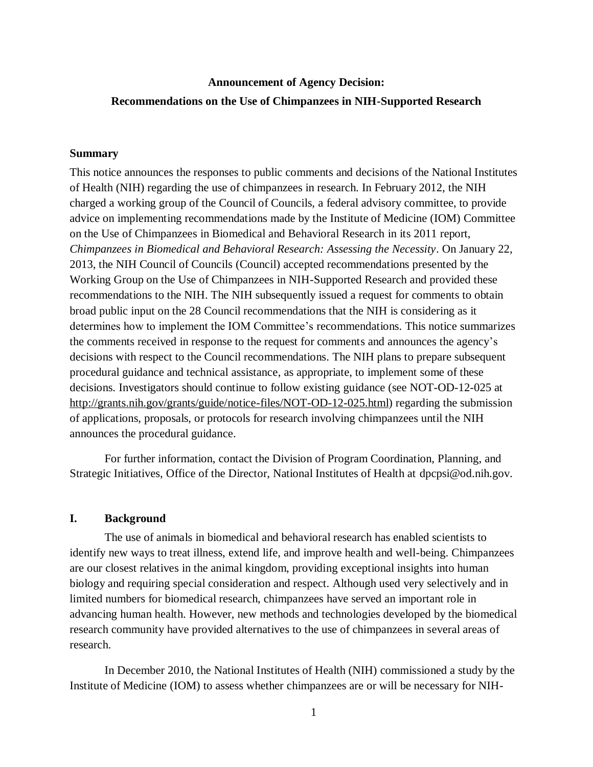# Announcement of Agency Decision:
# Recommendations on the Use of Chimpanzees in NIH-Supported Research

## Summary

This notice announces the responses to public comments and decisions of the National Institutes of Health (NIH) regarding the use of chimpanzees in research. In February 2012, the NIH charged a working group of the Council of Councils, a federal advisory committee, to provide advice on implementing recommendations made by the Institute of Medicine (IOM) Committee on the Use of Chimpanzees in Biomedical and Behavioral Research in its 2011 report, *Chimpanzees in Biomedical and Behavioral Research: Assessing the Necessity*. On January 22, 2013, the NIH Council of Councils (Council) accepted recommendations presented by the Working Group on the Use of Chimpanzees in NIH-Supported Research and provided these recommendations to the NIH. The NIH subsequently issued a request for comments to obtain broad public input on the 28 Council recommendations that the NIH is considering as it determines how to implement the IOM Committee's recommendations. This notice summarizes the comments received in response to the request for comments and announces the agency's decisions with respect to the Council recommendations. The NIH plans to prepare subsequent procedural guidance and technical assistance, as appropriate, to implement some of these decisions. Investigators should continue to follow existing guidance (see NOT-OD-12-025 at http://grants.nih.gov/grants/guide/notice-files/NOT-OD-12-025.html) regarding the submission of applications, proposals, or protocols for research involving chimpanzees until the NIH announces the procedural guidance.

For further information, contact the Division of Program Coordination, Planning, and Strategic Initiatives, Office of the Director, National Institutes of Health at dpcpsi@od.nih.gov.

## I. Background

The use of animals in biomedical and behavioral research has enabled scientists to identify new ways to treat illness, extend life, and improve health and well-being. Chimpanzees are our closest relatives in the animal kingdom, providing exceptional insights into human biology and requiring special consideration and respect. Although used very selectively and in limited numbers for biomedical research, chimpanzees have served an important role in advancing human health. However, new methods and technologies developed by the biomedical research community have provided alternatives to the use of chimpanzees in several areas of research.

In December 2010, the National Institutes of Health (NIH) commissioned a study by the Institute of Medicine (IOM) to assess whether chimpanzees are or will be necessary for NIH-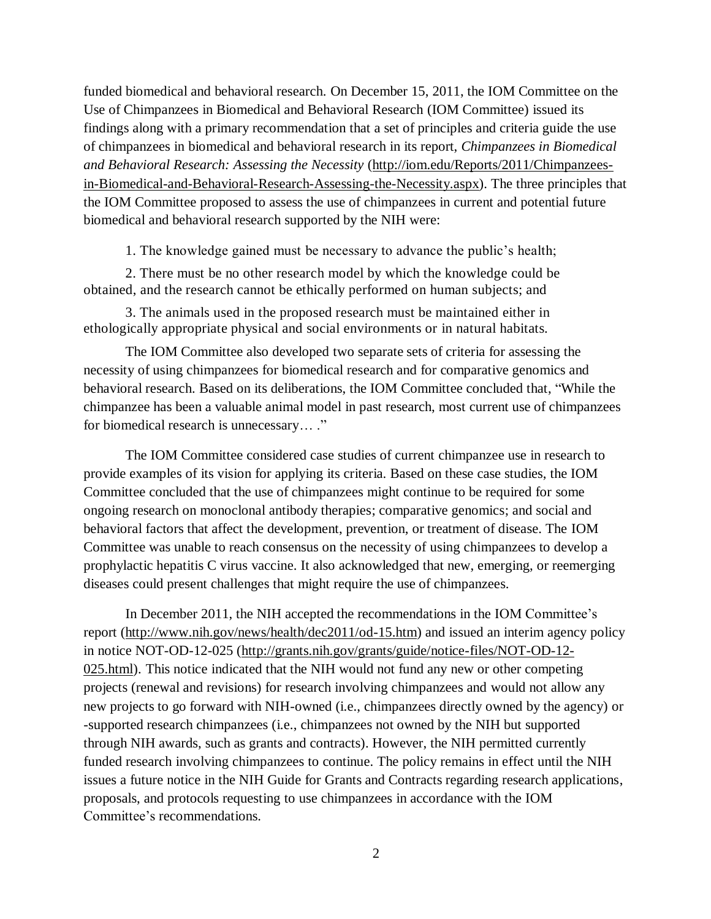funded biomedical and behavioral research. On December 15, 2011, the IOM Committee on the Use of Chimpanzees in Biomedical and Behavioral Research (IOM Committee) issued its findings along with a primary recommendation that a set of principles and criteria guide the use of chimpanzees in biomedical and behavioral research in its report, *Chimpanzees in Biomedical and Behavioral Research: Assessing the Necessity* (http://iom.edu/Reports/2011/Chimpanzees-in-Biomedical-and-Behavioral-Research-Assessing-the-Necessity.aspx). The three principles that the IOM Committee proposed to assess the use of chimpanzees in current and potential future biomedical and behavioral research supported by the NIH were:

1. The knowledge gained must be necessary to advance the public's health;

2. There must be no other research model by which the knowledge could be obtained, and the research cannot be ethically performed on human subjects; and

3. The animals used in the proposed research must be maintained either in ethologically appropriate physical and social environments or in natural habitats.

The IOM Committee also developed two separate sets of criteria for assessing the necessity of using chimpanzees for biomedical research and for comparative genomics and behavioral research. Based on its deliberations, the IOM Committee concluded that, "While the chimpanzee has been a valuable animal model in past research, most current use of chimpanzees for biomedical research is unnecessary… ."

The IOM Committee considered case studies of current chimpanzee use in research to provide examples of its vision for applying its criteria. Based on these case studies, the IOM Committee concluded that the use of chimpanzees might continue to be required for some ongoing research on monoclonal antibody therapies; comparative genomics; and social and behavioral factors that affect the development, prevention, or treatment of disease. The IOM Committee was unable to reach consensus on the necessity of using chimpanzees to develop a prophylactic hepatitis C virus vaccine. It also acknowledged that new, emerging, or reemerging diseases could present challenges that might require the use of chimpanzees.

In December 2011, the NIH accepted the recommendations in the IOM Committee's report (http://www.nih.gov/news/health/dec2011/od-15.htm) and issued an interim agency policy in notice NOT-OD-12-025 (http://grants.nih.gov/grants/guide/notice-files/NOT-OD-12-025.html). This notice indicated that the NIH would not fund any new or other competing projects (renewal and revisions) for research involving chimpanzees and would not allow any new projects to go forward with NIH-owned (i.e., chimpanzees directly owned by the agency) or -supported research chimpanzees (i.e., chimpanzees not owned by the NIH but supported through NIH awards, such as grants and contracts). However, the NIH permitted currently funded research involving chimpanzees to continue. The policy remains in effect until the NIH issues a future notice in the NIH Guide for Grants and Contracts regarding research applications, proposals, and protocols requesting to use chimpanzees in accordance with the IOM Committee's recommendations.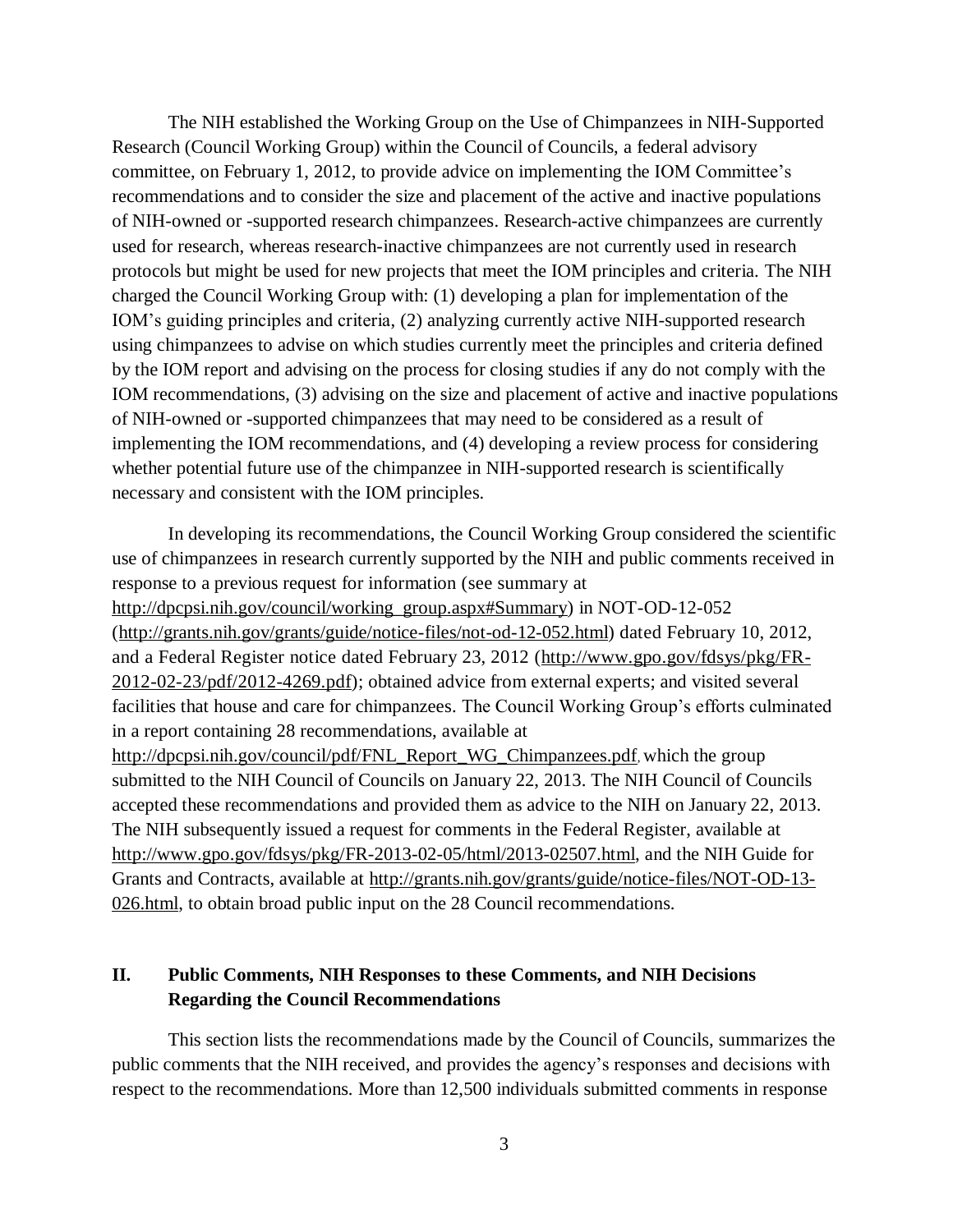The NIH established the Working Group on the Use of Chimpanzees in NIH-Supported Research (Council Working Group) within the Council of Councils, a federal advisory committee, on February 1, 2012, to provide advice on implementing the IOM Committee's recommendations and to consider the size and placement of the active and inactive populations of NIH-owned or -supported research chimpanzees. Research-active chimpanzees are currently used for research, whereas research-inactive chimpanzees are not currently used in research protocols but might be used for new projects that meet the IOM principles and criteria. The NIH charged the Council Working Group with: (1) developing a plan for implementation of the IOM's guiding principles and criteria, (2) analyzing currently active NIH-supported research using chimpanzees to advise on which studies currently meet the principles and criteria defined by the IOM report and advising on the process for closing studies if any do not comply with the IOM recommendations, (3) advising on the size and placement of active and inactive populations of NIH-owned or -supported chimpanzees that may need to be considered as a result of implementing the IOM recommendations, and (4) developing a review process for considering whether potential future use of the chimpanzee in NIH-supported research is scientifically necessary and consistent with the IOM principles.

In developing its recommendations, the Council Working Group considered the scientific use of chimpanzees in research currently supported by the NIH and public comments received in response to a previous request for information (see summary at http://dpcpsi.nih.gov/council/working_group.aspx#Summary) in NOT-OD-12-052 (http://grants.nih.gov/grants/guide/notice-files/not-od-12-052.html) dated February 10, 2012, and a Federal Register notice dated February 23, 2012 (http://www.gpo.gov/fdsys/pkg/FR-2012-02-23/pdf/2012-4269.pdf); obtained advice from external experts; and visited several facilities that house and care for chimpanzees. The Council Working Group's efforts culminated in a report containing 28 recommendations, available at http://dpcpsi.nih.gov/council/pdf/FNL_Report_WG_Chimpanzees.pdf, which the group submitted to the NIH Council of Councils on January 22, 2013. The NIH Council of Councils accepted these recommendations and provided them as advice to the NIH on January 22, 2013. The NIH subsequently issued a request for comments in the Federal Register, available at http://www.gpo.gov/fdsys/pkg/FR-2013-02-05/html/2013-02507.html, and the NIH Guide for Grants and Contracts, available at http://grants.nih.gov/grants/guide/notice-files/NOT-OD-13-026.html, to obtain broad public input on the 28 Council recommendations.

## II. Public Comments, NIH Responses to these Comments, and NIH Decisions Regarding the Council Recommendations

This section lists the recommendations made by the Council of Councils, summarizes the public comments that the NIH received, and provides the agency's responses and decisions with respect to the recommendations. More than 12,500 individuals submitted comments in response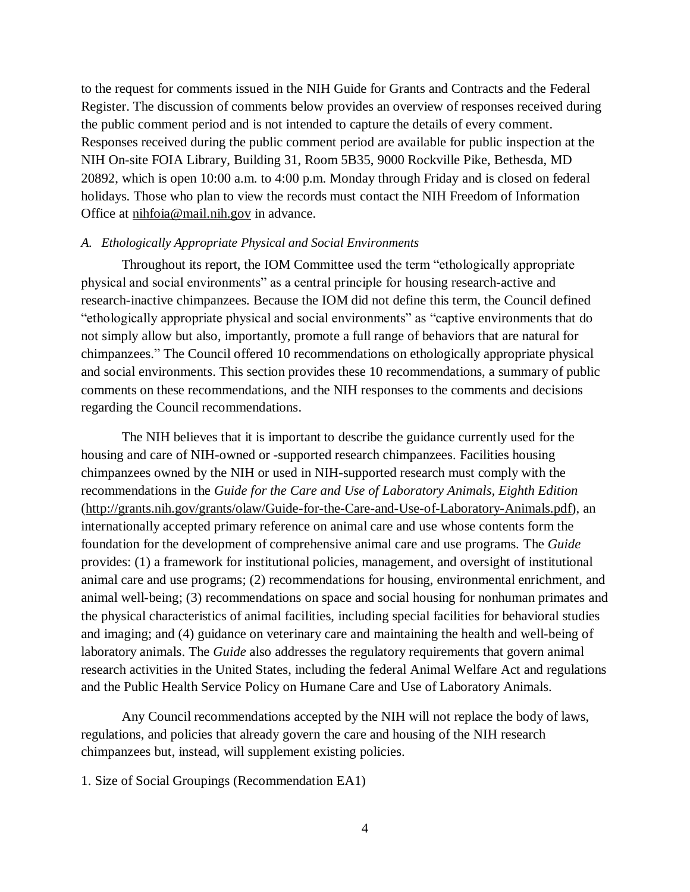to the request for comments issued in the NIH Guide for Grants and Contracts and the Federal Register. The discussion of comments below provides an overview of responses received during the public comment period and is not intended to capture the details of every comment. Responses received during the public comment period are available for public inspection at the NIH On-site FOIA Library, Building 31, Room 5B35, 9000 Rockville Pike, Bethesda, MD 20892, which is open 10:00 a.m. to 4:00 p.m. Monday through Friday and is closed on federal holidays. Those who plan to view the records must contact the NIH Freedom of Information Office at nihfoia@mail.nih.gov in advance.

### *A. Ethologically Appropriate Physical and Social Environments*

Throughout its report, the IOM Committee used the term "ethologically appropriate physical and social environments" as a central principle for housing research-active and research-inactive chimpanzees. Because the IOM did not define this term, the Council defined "ethologically appropriate physical and social environments" as "captive environments that do not simply allow but also, importantly, promote a full range of behaviors that are natural for chimpanzees." The Council offered 10 recommendations on ethologically appropriate physical and social environments. This section provides these 10 recommendations, a summary of public comments on these recommendations, and the NIH responses to the comments and decisions regarding the Council recommendations.

The NIH believes that it is important to describe the guidance currently used for the housing and care of NIH-owned or -supported research chimpanzees. Facilities housing chimpanzees owned by the NIH or used in NIH-supported research must comply with the recommendations in the *Guide for the Care and Use of Laboratory Animals, Eighth Edition* (http://grants.nih.gov/grants/olaw/Guide-for-the-Care-and-Use-of-Laboratory-Animals.pdf), an internationally accepted primary reference on animal care and use whose contents form the foundation for the development of comprehensive animal care and use programs. The *Guide* provides: (1) a framework for institutional policies, management, and oversight of institutional animal care and use programs; (2) recommendations for housing, environmental enrichment, and animal well-being; (3) recommendations on space and social housing for nonhuman primates and the physical characteristics of animal facilities, including special facilities for behavioral studies and imaging; and (4) guidance on veterinary care and maintaining the health and well-being of laboratory animals. The *Guide* also addresses the regulatory requirements that govern animal research activities in the United States, including the federal Animal Welfare Act and regulations and the Public Health Service Policy on Humane Care and Use of Laboratory Animals.

Any Council recommendations accepted by the NIH will not replace the body of laws, regulations, and policies that already govern the care and housing of the NIH research chimpanzees but, instead, will supplement existing policies.

1. Size of Social Groupings (Recommendation EA1)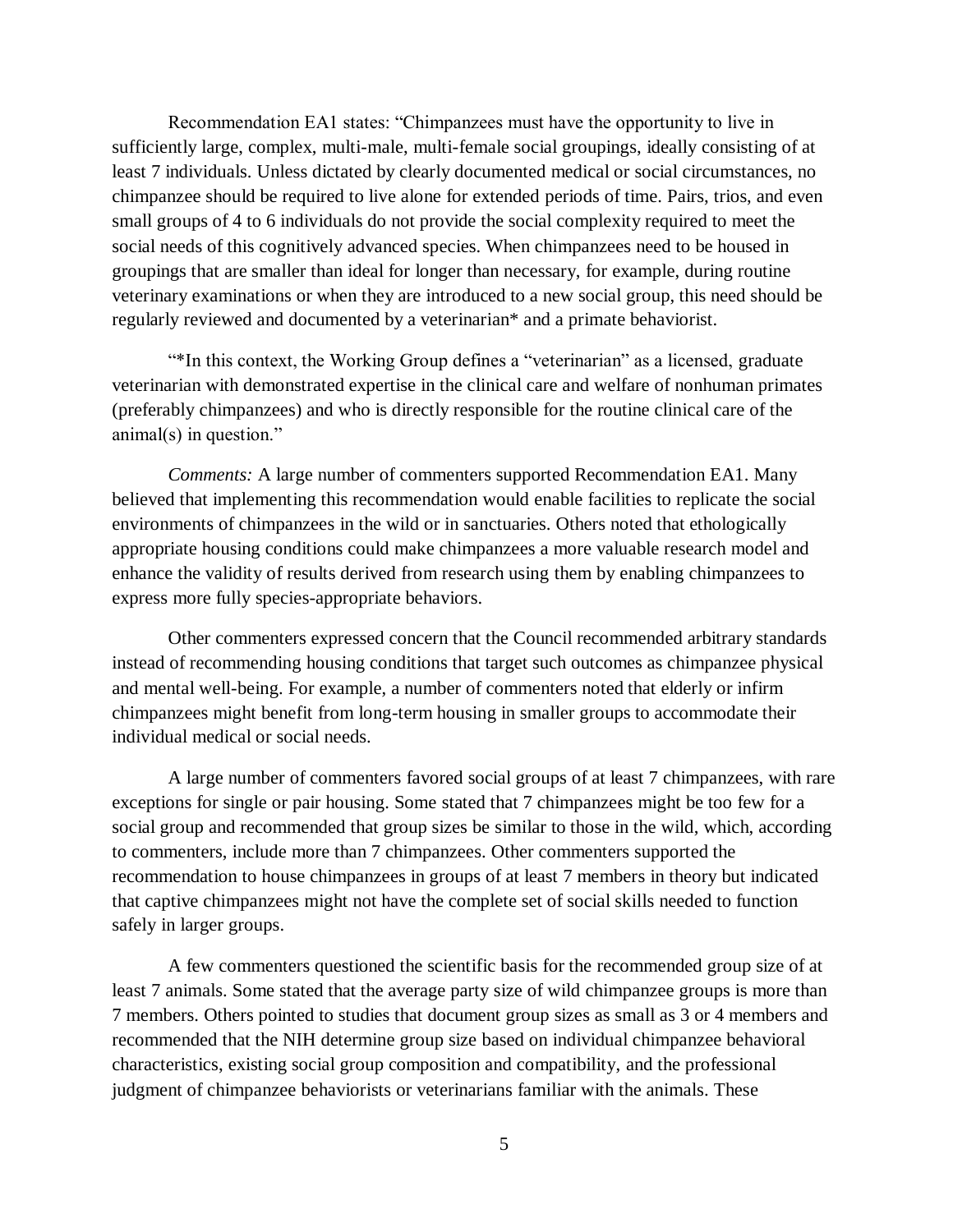Recommendation EA1 states: "Chimpanzees must have the opportunity to live in sufficiently large, complex, multi-male, multi-female social groupings, ideally consisting of at least 7 individuals. Unless dictated by clearly documented medical or social circumstances, no chimpanzee should be required to live alone for extended periods of time. Pairs, trios, and even small groups of 4 to 6 individuals do not provide the social complexity required to meet the social needs of this cognitively advanced species. When chimpanzees need to be housed in groupings that are smaller than ideal for longer than necessary, for example, during routine veterinary examinations or when they are introduced to a new social group, this need should be regularly reviewed and documented by a veterinarian* and a primate behaviorist.

"*In this context, the Working Group defines a "veterinarian" as a licensed, graduate veterinarian with demonstrated expertise in the clinical care and welfare of nonhuman primates (preferably chimpanzees) and who is directly responsible for the routine clinical care of the animal(s) in question."

*Comments:* A large number of commenters supported Recommendation EA1. Many believed that implementing this recommendation would enable facilities to replicate the social environments of chimpanzees in the wild or in sanctuaries. Others noted that ethologically appropriate housing conditions could make chimpanzees a more valuable research model and enhance the validity of results derived from research using them by enabling chimpanzees to express more fully species-appropriate behaviors.

Other commenters expressed concern that the Council recommended arbitrary standards instead of recommending housing conditions that target such outcomes as chimpanzee physical and mental well-being. For example, a number of commenters noted that elderly or infirm chimpanzees might benefit from long-term housing in smaller groups to accommodate their individual medical or social needs.

A large number of commenters favored social groups of at least 7 chimpanzees, with rare exceptions for single or pair housing. Some stated that 7 chimpanzees might be too few for a social group and recommended that group sizes be similar to those in the wild, which, according to commenters, include more than 7 chimpanzees. Other commenters supported the recommendation to house chimpanzees in groups of at least 7 members in theory but indicated that captive chimpanzees might not have the complete set of social skills needed to function safely in larger groups.

A few commenters questioned the scientific basis for the recommended group size of at least 7 animals. Some stated that the average party size of wild chimpanzee groups is more than 7 members. Others pointed to studies that document group sizes as small as 3 or 4 members and recommended that the NIH determine group size based on individual chimpanzee behavioral characteristics, existing social group composition and compatibility, and the professional judgment of chimpanzee behaviorists or veterinarians familiar with the animals. These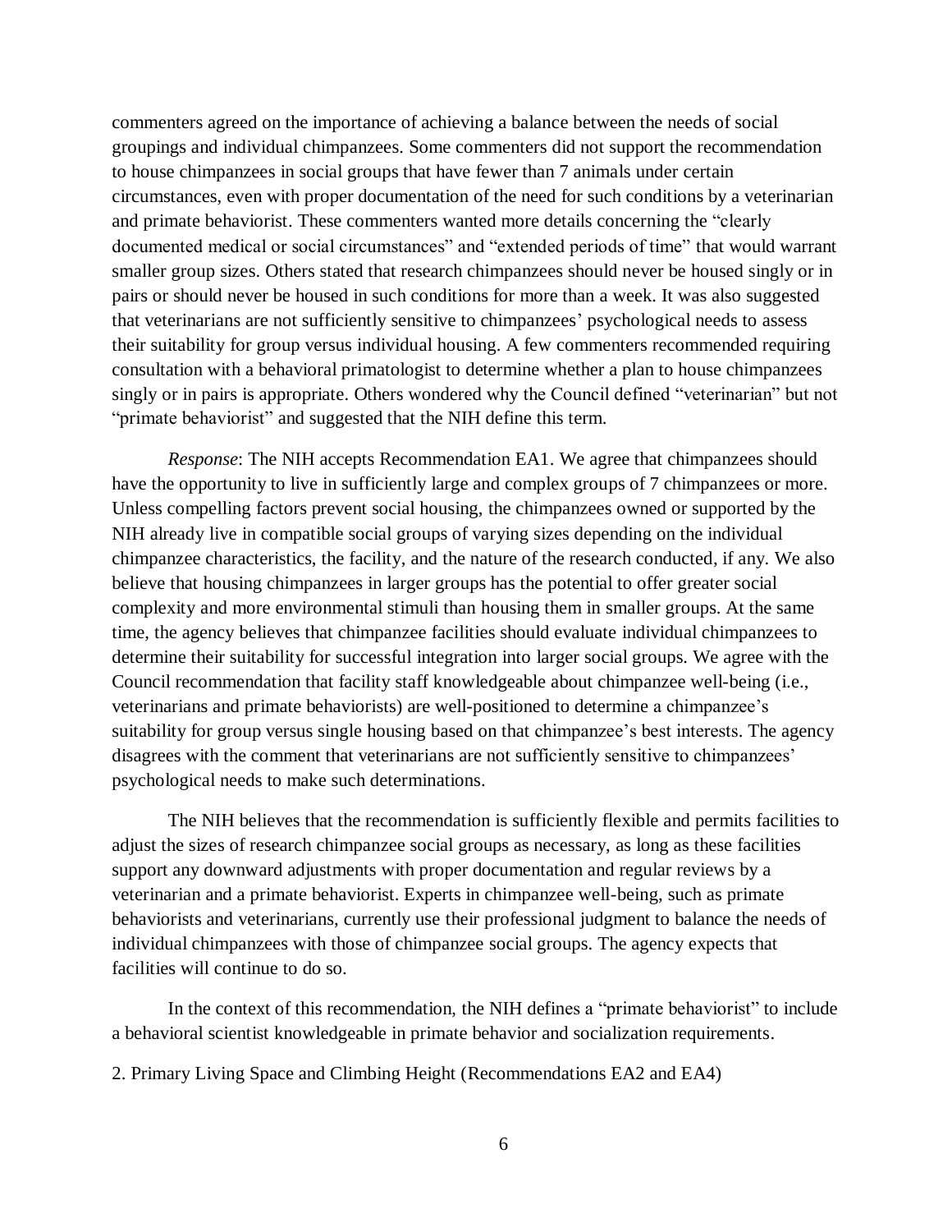commenters agreed on the importance of achieving a balance between the needs of social groupings and individual chimpanzees. Some commenters did not support the recommendation to house chimpanzees in social groups that have fewer than 7 animals under certain circumstances, even with proper documentation of the need for such conditions by a veterinarian and primate behaviorist. These commenters wanted more details concerning the "clearly documented medical or social circumstances" and "extended periods of time" that would warrant smaller group sizes. Others stated that research chimpanzees should never be housed singly or in pairs or should never be housed in such conditions for more than a week. It was also suggested that veterinarians are not sufficiently sensitive to chimpanzees' psychological needs to assess their suitability for group versus individual housing. A few commenters recommended requiring consultation with a behavioral primatologist to determine whether a plan to house chimpanzees singly or in pairs is appropriate. Others wondered why the Council defined "veterinarian" but not "primate behaviorist" and suggested that the NIH define this term.

*Response*: The NIH accepts Recommendation EA1. We agree that chimpanzees should have the opportunity to live in sufficiently large and complex groups of 7 chimpanzees or more. Unless compelling factors prevent social housing, the chimpanzees owned or supported by the NIH already live in compatible social groups of varying sizes depending on the individual chimpanzee characteristics, the facility, and the nature of the research conducted, if any. We also believe that housing chimpanzees in larger groups has the potential to offer greater social complexity and more environmental stimuli than housing them in smaller groups. At the same time, the agency believes that chimpanzee facilities should evaluate individual chimpanzees to determine their suitability for successful integration into larger social groups. We agree with the Council recommendation that facility staff knowledgeable about chimpanzee well-being (i.e., veterinarians and primate behaviorists) are well-positioned to determine a chimpanzee's suitability for group versus single housing based on that chimpanzee's best interests. The agency disagrees with the comment that veterinarians are not sufficiently sensitive to chimpanzees' psychological needs to make such determinations.

The NIH believes that the recommendation is sufficiently flexible and permits facilities to adjust the sizes of research chimpanzee social groups as necessary, as long as these facilities support any downward adjustments with proper documentation and regular reviews by a veterinarian and a primate behaviorist. Experts in chimpanzee well-being, such as primate behaviorists and veterinarians, currently use their professional judgment to balance the needs of individual chimpanzees with those of chimpanzee social groups. The agency expects that facilities will continue to do so.

In the context of this recommendation, the NIH defines a "primate behaviorist" to include a behavioral scientist knowledgeable in primate behavior and socialization requirements.

2. Primary Living Space and Climbing Height (Recommendations EA2 and EA4)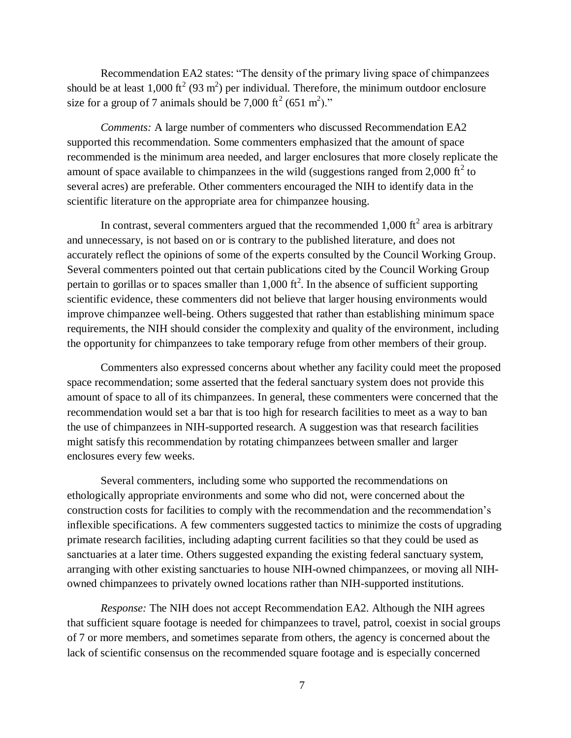Recommendation EA2 states: "The density of the primary living space of chimpanzees should be at least 1,000 $ft^2$ (93 $m^2$) per individual. Therefore, the minimum outdoor enclosure size for a group of 7 animals should be 7,000 $ft^2$ (651 $m^2$)."

*Comments:* A large number of commenters who discussed Recommendation EA2 supported this recommendation. Some commenters emphasized that the amount of space recommended is the minimum area needed, and larger enclosures that more closely replicate the amount of space available to chimpanzees in the wild (suggestions ranged from 2,000 $ft^2$ to several acres) are preferable. Other commenters encouraged the NIH to identify data in the scientific literature on the appropriate area for chimpanzee housing.

In contrast, several commenters argued that the recommended 1,000 $ft^2$ area is arbitrary and unnecessary, is not based on or is contrary to the published literature, and does not accurately reflect the opinions of some of the experts consulted by the Council Working Group. Several commenters pointed out that certain publications cited by the Council Working Group pertain to gorillas or to spaces smaller than 1,000 $ft^2$. In the absence of sufficient supporting scientific evidence, these commenters did not believe that larger housing environments would improve chimpanzee well-being. Others suggested that rather than establishing minimum space requirements, the NIH should consider the complexity and quality of the environment, including the opportunity for chimpanzees to take temporary refuge from other members of their group.

Commenters also expressed concerns about whether any facility could meet the proposed space recommendation; some asserted that the federal sanctuary system does not provide this amount of space to all of its chimpanzees. In general, these commenters were concerned that the recommendation would set a bar that is too high for research facilities to meet as a way to ban the use of chimpanzees in NIH-supported research. A suggestion was that research facilities might satisfy this recommendation by rotating chimpanzees between smaller and larger enclosures every few weeks.

Several commenters, including some who supported the recommendations on ethologically appropriate environments and some who did not, were concerned about the construction costs for facilities to comply with the recommendation and the recommendation's inflexible specifications. A few commenters suggested tactics to minimize the costs of upgrading primate research facilities, including adapting current facilities so that they could be used as sanctuaries at a later time. Others suggested expanding the existing federal sanctuary system, arranging with other existing sanctuaries to house NIH-owned chimpanzees, or moving all NIH-owned chimpanzees to privately owned locations rather than NIH-supported institutions.

*Response:* The NIH does not accept Recommendation EA2. Although the NIH agrees that sufficient square footage is needed for chimpanzees to travel, patrol, coexist in social groups of 7 or more members, and sometimes separate from others, the agency is concerned about the lack of scientific consensus on the recommended square footage and is especially concerned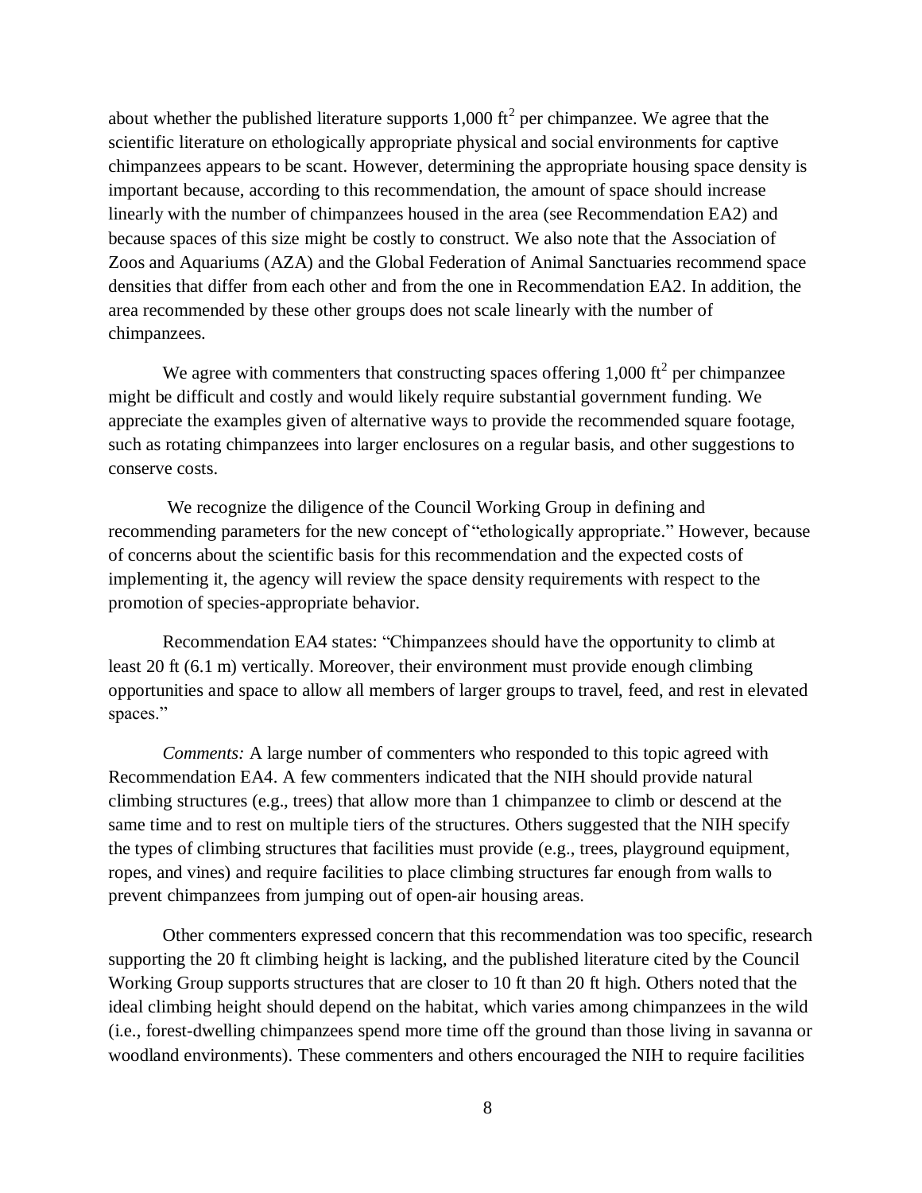about whether the published literature supports 1,000 $ft^2$ per chimpanzee. We agree that the scientific literature on ethologically appropriate physical and social environments for captive chimpanzees appears to be scant. However, determining the appropriate housing space density is important because, according to this recommendation, the amount of space should increase linearly with the number of chimpanzees housed in the area (see Recommendation EA2) and because spaces of this size might be costly to construct. We also note that the Association of Zoos and Aquariums (AZA) and the Global Federation of Animal Sanctuaries recommend space densities that differ from each other and from the one in Recommendation EA2. In addition, the area recommended by these other groups does not scale linearly with the number of chimpanzees.

We agree with commenters that constructing spaces offering 1,000 $ft^2$ per chimpanzee might be difficult and costly and would likely require substantial government funding. We appreciate the examples given of alternative ways to provide the recommended square footage, such as rotating chimpanzees into larger enclosures on a regular basis, and other suggestions to conserve costs.

We recognize the diligence of the Council Working Group in defining and recommending parameters for the new concept of "ethologically appropriate." However, because of concerns about the scientific basis for this recommendation and the expected costs of implementing it, the agency will review the space density requirements with respect to the promotion of species-appropriate behavior.

Recommendation EA4 states: "Chimpanzees should have the opportunity to climb at least 20 ft (6.1 m) vertically. Moreover, their environment must provide enough climbing opportunities and space to allow all members of larger groups to travel, feed, and rest in elevated spaces."

*Comments:* A large number of commenters who responded to this topic agreed with Recommendation EA4. A few commenters indicated that the NIH should provide natural climbing structures (e.g., trees) that allow more than 1 chimpanzee to climb or descend at the same time and to rest on multiple tiers of the structures. Others suggested that the NIH specify the types of climbing structures that facilities must provide (e.g., trees, playground equipment, ropes, and vines) and require facilities to place climbing structures far enough from walls to prevent chimpanzees from jumping out of open-air housing areas.

Other commenters expressed concern that this recommendation was too specific, research supporting the 20 ft climbing height is lacking, and the published literature cited by the Council Working Group supports structures that are closer to 10 ft than 20 ft high. Others noted that the ideal climbing height should depend on the habitat, which varies among chimpanzees in the wild (i.e., forest-dwelling chimpanzees spend more time off the ground than those living in savanna or woodland environments). These commenters and others encouraged the NIH to require facilities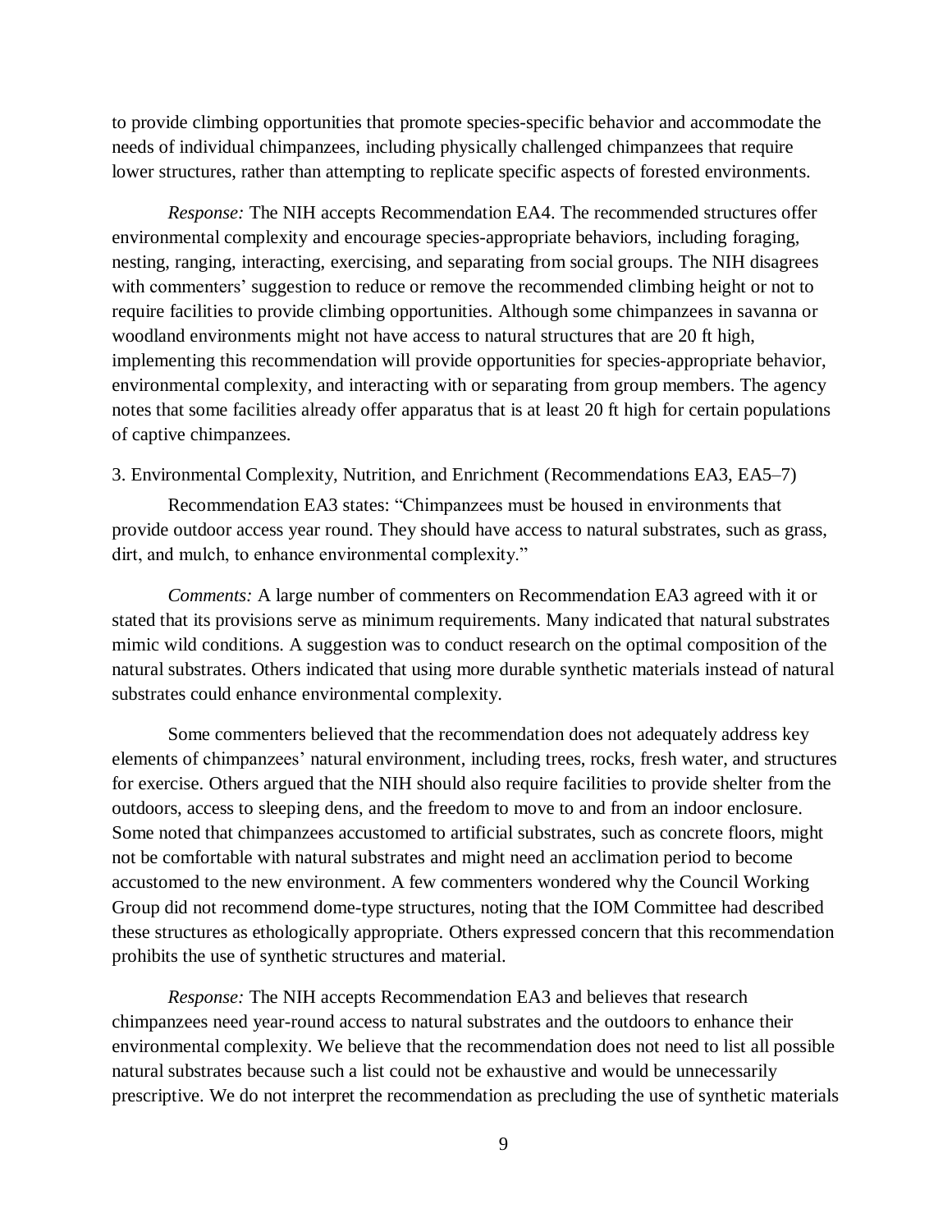to provide climbing opportunities that promote species-specific behavior and accommodate the needs of individual chimpanzees, including physically challenged chimpanzees that require lower structures, rather than attempting to replicate specific aspects of forested environments.

*Response:* The NIH accepts Recommendation EA4. The recommended structures offer environmental complexity and encourage species-appropriate behaviors, including foraging, nesting, ranging, interacting, exercising, and separating from social groups. The NIH disagrees with commenters' suggestion to reduce or remove the recommended climbing height or not to require facilities to provide climbing opportunities. Although some chimpanzees in savanna or woodland environments might not have access to natural structures that are 20 ft high, implementing this recommendation will provide opportunities for species-appropriate behavior, environmental complexity, and interacting with or separating from group members. The agency notes that some facilities already offer apparatus that is at least 20 ft high for certain populations of captive chimpanzees.

3. Environmental Complexity, Nutrition, and Enrichment (Recommendations EA3, EA5–7)

Recommendation EA3 states: "Chimpanzees must be housed in environments that provide outdoor access year round. They should have access to natural substrates, such as grass, dirt, and mulch, to enhance environmental complexity."

*Comments:* A large number of commenters on Recommendation EA3 agreed with it or stated that its provisions serve as minimum requirements. Many indicated that natural substrates mimic wild conditions. A suggestion was to conduct research on the optimal composition of the natural substrates. Others indicated that using more durable synthetic materials instead of natural substrates could enhance environmental complexity.

Some commenters believed that the recommendation does not adequately address key elements of chimpanzees' natural environment, including trees, rocks, fresh water, and structures for exercise. Others argued that the NIH should also require facilities to provide shelter from the outdoors, access to sleeping dens, and the freedom to move to and from an indoor enclosure. Some noted that chimpanzees accustomed to artificial substrates, such as concrete floors, might not be comfortable with natural substrates and might need an acclimation period to become accustomed to the new environment. A few commenters wondered why the Council Working Group did not recommend dome-type structures, noting that the IOM Committee had described these structures as ethologically appropriate. Others expressed concern that this recommendation prohibits the use of synthetic structures and material.

*Response:* The NIH accepts Recommendation EA3 and believes that research chimpanzees need year-round access to natural substrates and the outdoors to enhance their environmental complexity. We believe that the recommendation does not need to list all possible natural substrates because such a list could not be exhaustive and would be unnecessarily prescriptive. We do not interpret the recommendation as precluding the use of synthetic materials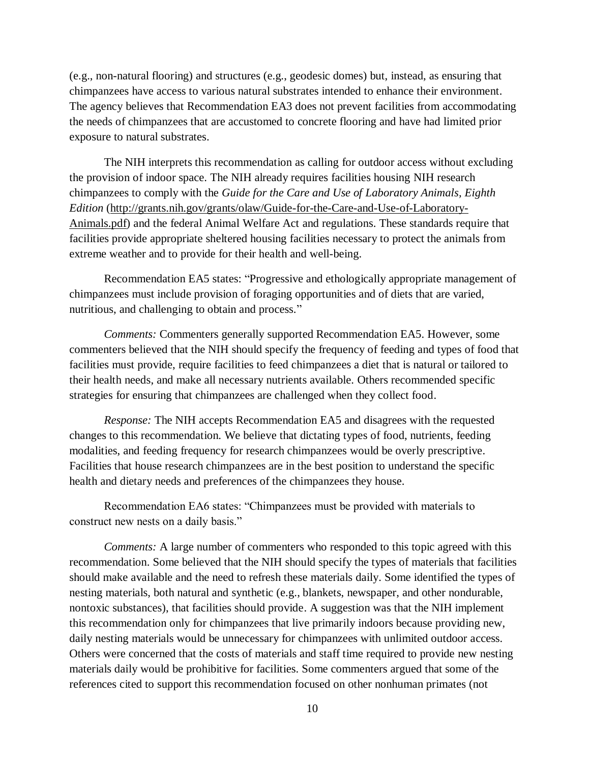(e.g., non-natural flooring) and structures (e.g., geodesic domes) but, instead, as ensuring that chimpanzees have access to various natural substrates intended to enhance their environment. The agency believes that Recommendation EA3 does not prevent facilities from accommodating the needs of chimpanzees that are accustomed to concrete flooring and have had limited prior exposure to natural substrates.

The NIH interprets this recommendation as calling for outdoor access without excluding the provision of indoor space. The NIH already requires facilities housing NIH research chimpanzees to comply with the *Guide for the Care and Use of Laboratory Animals, Eighth Edition* (http://grants.nih.gov/grants/olaw/Guide-for-the-Care-and-Use-of-Laboratory-Animals.pdf) and the federal Animal Welfare Act and regulations. These standards require that facilities provide appropriate sheltered housing facilities necessary to protect the animals from extreme weather and to provide for their health and well-being.

Recommendation EA5 states: "Progressive and ethologically appropriate management of chimpanzees must include provision of foraging opportunities and of diets that are varied, nutritious, and challenging to obtain and process."

*Comments:* Commenters generally supported Recommendation EA5. However, some commenters believed that the NIH should specify the frequency of feeding and types of food that facilities must provide, require facilities to feed chimpanzees a diet that is natural or tailored to their health needs, and make all necessary nutrients available. Others recommended specific strategies for ensuring that chimpanzees are challenged when they collect food.

*Response:* The NIH accepts Recommendation EA5 and disagrees with the requested changes to this recommendation. We believe that dictating types of food, nutrients, feeding modalities, and feeding frequency for research chimpanzees would be overly prescriptive. Facilities that house research chimpanzees are in the best position to understand the specific health and dietary needs and preferences of the chimpanzees they house.

Recommendation EA6 states: "Chimpanzees must be provided with materials to construct new nests on a daily basis."

*Comments:* A large number of commenters who responded to this topic agreed with this recommendation. Some believed that the NIH should specify the types of materials that facilities should make available and the need to refresh these materials daily. Some identified the types of nesting materials, both natural and synthetic (e.g., blankets, newspaper, and other nondurable, nontoxic substances), that facilities should provide. A suggestion was that the NIH implement this recommendation only for chimpanzees that live primarily indoors because providing new, daily nesting materials would be unnecessary for chimpanzees with unlimited outdoor access. Others were concerned that the costs of materials and staff time required to provide new nesting materials daily would be prohibitive for facilities. Some commenters argued that some of the references cited to support this recommendation focused on other nonhuman primates (not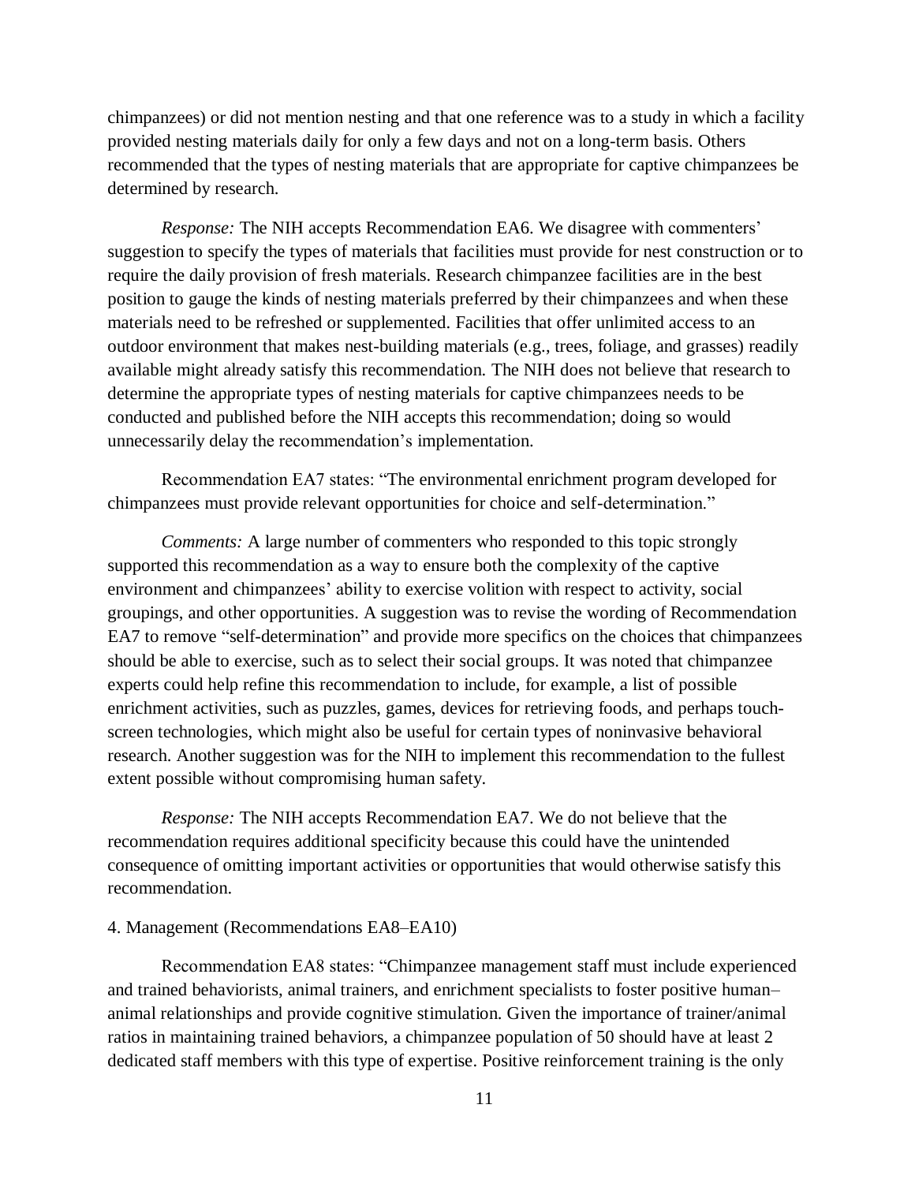chimpanzees) or did not mention nesting and that one reference was to a study in which a facility provided nesting materials daily for only a few days and not on a long-term basis. Others recommended that the types of nesting materials that are appropriate for captive chimpanzees be determined by research.

*Response:* The NIH accepts Recommendation EA6. We disagree with commenters' suggestion to specify the types of materials that facilities must provide for nest construction or to require the daily provision of fresh materials. Research chimpanzee facilities are in the best position to gauge the kinds of nesting materials preferred by their chimpanzees and when these materials need to be refreshed or supplemented. Facilities that offer unlimited access to an outdoor environment that makes nest-building materials (e.g., trees, foliage, and grasses) readily available might already satisfy this recommendation. The NIH does not believe that research to determine the appropriate types of nesting materials for captive chimpanzees needs to be conducted and published before the NIH accepts this recommendation; doing so would unnecessarily delay the recommendation's implementation.

Recommendation EA7 states: "The environmental enrichment program developed for chimpanzees must provide relevant opportunities for choice and self-determination."

*Comments:* A large number of commenters who responded to this topic strongly supported this recommendation as a way to ensure both the complexity of the captive environment and chimpanzees' ability to exercise volition with respect to activity, social groupings, and other opportunities. A suggestion was to revise the wording of Recommendation EA7 to remove "self-determination" and provide more specifics on the choices that chimpanzees should be able to exercise, such as to select their social groups. It was noted that chimpanzee experts could help refine this recommendation to include, for example, a list of possible enrichment activities, such as puzzles, games, devices for retrieving foods, and perhaps touch-screen technologies, which might also be useful for certain types of noninvasive behavioral research. Another suggestion was for the NIH to implement this recommendation to the fullest extent possible without compromising human safety.

*Response:* The NIH accepts Recommendation EA7. We do not believe that the recommendation requires additional specificity because this could have the unintended consequence of omitting important activities or opportunities that would otherwise satisfy this recommendation.

4. Management (Recommendations EA8–EA10)

Recommendation EA8 states: "Chimpanzee management staff must include experienced and trained behaviorists, animal trainers, and enrichment specialists to foster positive human–animal relationships and provide cognitive stimulation. Given the importance of trainer/animal ratios in maintaining trained behaviors, a chimpanzee population of 50 should have at least 2 dedicated staff members with this type of expertise. Positive reinforcement training is the only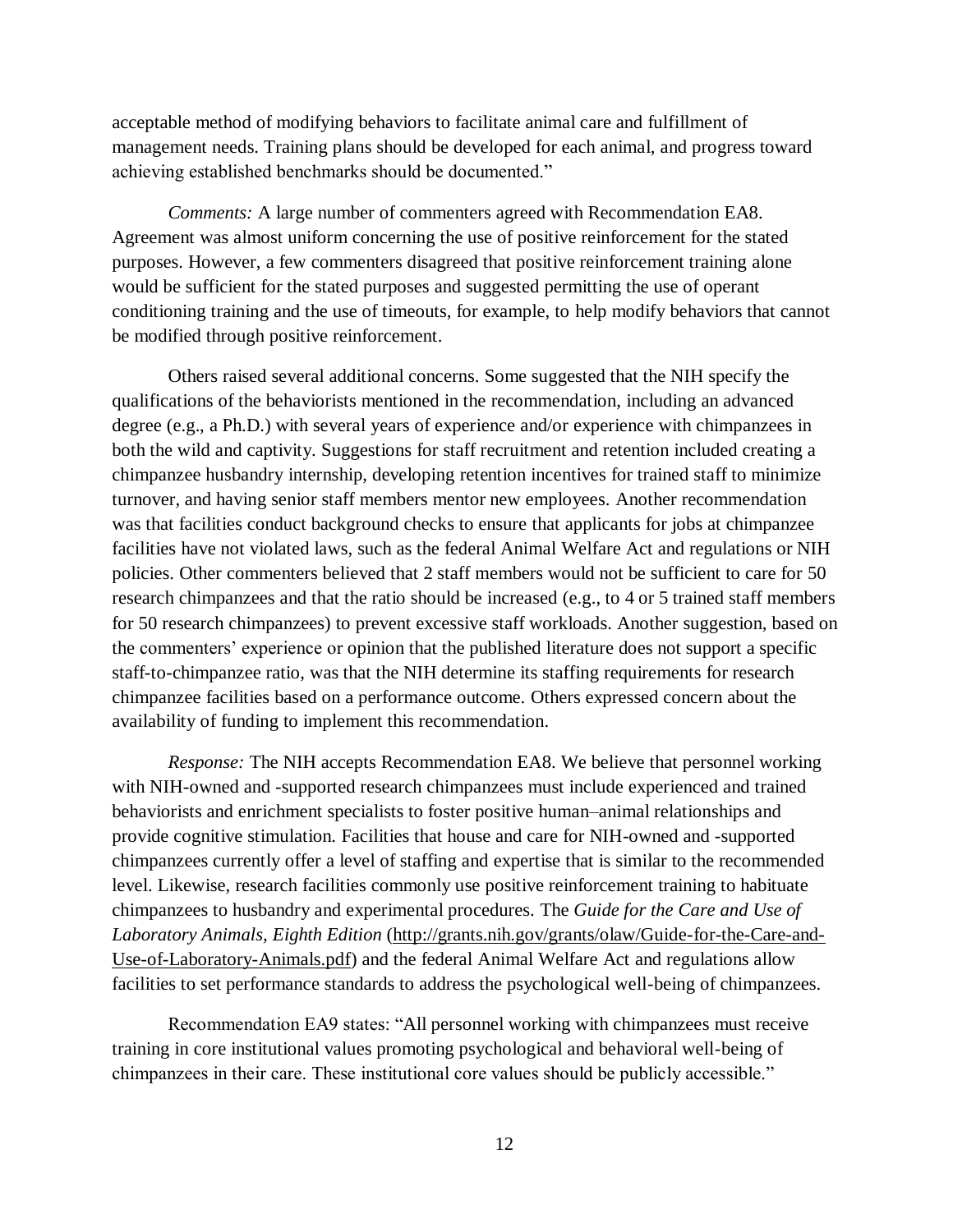acceptable method of modifying behaviors to facilitate animal care and fulfillment of management needs. Training plans should be developed for each animal, and progress toward achieving established benchmarks should be documented."

*Comments:* A large number of commenters agreed with Recommendation EA8. Agreement was almost uniform concerning the use of positive reinforcement for the stated purposes. However, a few commenters disagreed that positive reinforcement training alone would be sufficient for the stated purposes and suggested permitting the use of operant conditioning training and the use of timeouts, for example, to help modify behaviors that cannot be modified through positive reinforcement.

Others raised several additional concerns. Some suggested that the NIH specify the qualifications of the behaviorists mentioned in the recommendation, including an advanced degree (e.g., a Ph.D.) with several years of experience and/or experience with chimpanzees in both the wild and captivity. Suggestions for staff recruitment and retention included creating a chimpanzee husbandry internship, developing retention incentives for trained staff to minimize turnover, and having senior staff members mentor new employees. Another recommendation was that facilities conduct background checks to ensure that applicants for jobs at chimpanzee facilities have not violated laws, such as the federal Animal Welfare Act and regulations or NIH policies. Other commenters believed that 2 staff members would not be sufficient to care for 50 research chimpanzees and that the ratio should be increased (e.g., to 4 or 5 trained staff members for 50 research chimpanzees) to prevent excessive staff workloads. Another suggestion, based on the commenters' experience or opinion that the published literature does not support a specific staff-to-chimpanzee ratio, was that the NIH determine its staffing requirements for research chimpanzee facilities based on a performance outcome. Others expressed concern about the availability of funding to implement this recommendation.

*Response:* The NIH accepts Recommendation EA8. We believe that personnel working with NIH-owned and -supported research chimpanzees must include experienced and trained behaviorists and enrichment specialists to foster positive human–animal relationships and provide cognitive stimulation. Facilities that house and care for NIH-owned and -supported chimpanzees currently offer a level of staffing and expertise that is similar to the recommended level. Likewise, research facilities commonly use positive reinforcement training to habituate chimpanzees to husbandry and experimental procedures. The *Guide for the Care and Use of Laboratory Animals, Eighth Edition* (http://grants.nih.gov/grants/olaw/Guide-for-the-Care-and-Use-of-Laboratory-Animals.pdf) and the federal Animal Welfare Act and regulations allow facilities to set performance standards to address the psychological well-being of chimpanzees.

Recommendation EA9 states: "All personnel working with chimpanzees must receive training in core institutional values promoting psychological and behavioral well-being of chimpanzees in their care. These institutional core values should be publicly accessible."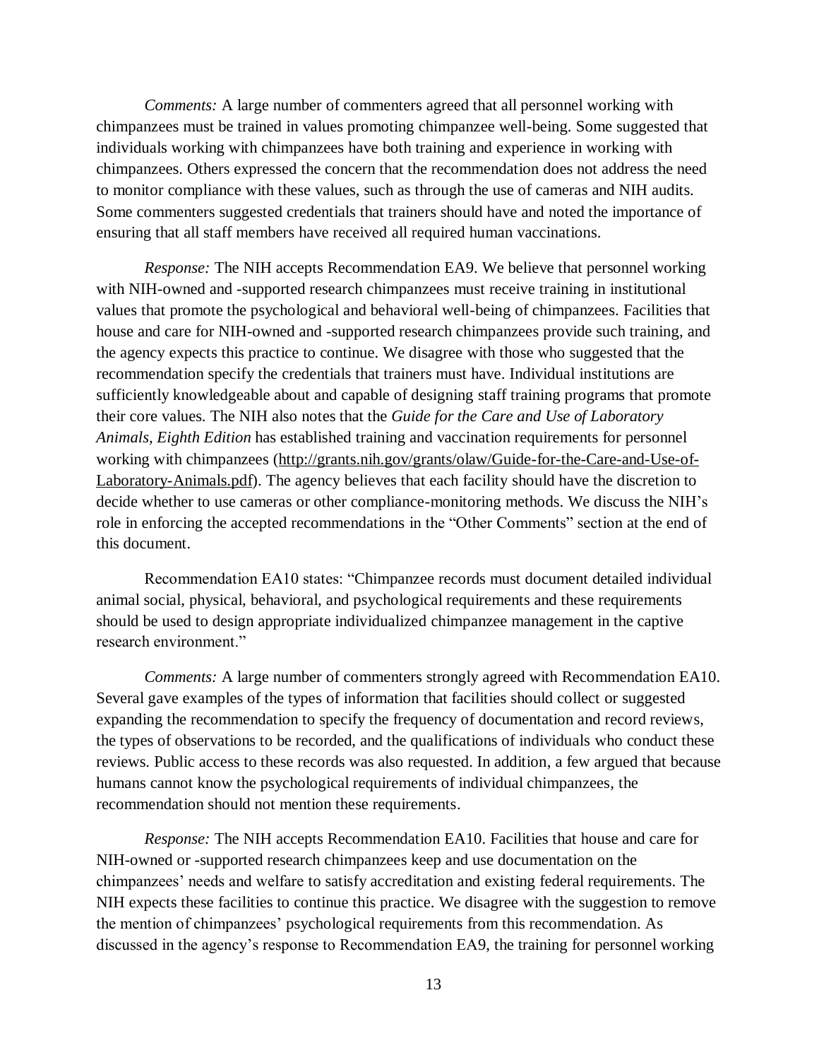*Comments:* A large number of commenters agreed that all personnel working with chimpanzees must be trained in values promoting chimpanzee well-being. Some suggested that individuals working with chimpanzees have both training and experience in working with chimpanzees. Others expressed the concern that the recommendation does not address the need to monitor compliance with these values, such as through the use of cameras and NIH audits. Some commenters suggested credentials that trainers should have and noted the importance of ensuring that all staff members have received all required human vaccinations.

*Response:* The NIH accepts Recommendation EA9. We believe that personnel working with NIH-owned and -supported research chimpanzees must receive training in institutional values that promote the psychological and behavioral well-being of chimpanzees. Facilities that house and care for NIH-owned and -supported research chimpanzees provide such training, and the agency expects this practice to continue. We disagree with those who suggested that the recommendation specify the credentials that trainers must have. Individual institutions are sufficiently knowledgeable about and capable of designing staff training programs that promote their core values. The NIH also notes that the *Guide for the Care and Use of Laboratory Animals, Eighth Edition* has established training and vaccination requirements for personnel working with chimpanzees (http://grants.nih.gov/grants/olaw/Guide-for-the-Care-and-Use-of-Laboratory-Animals.pdf). The agency believes that each facility should have the discretion to decide whether to use cameras or other compliance-monitoring methods. We discuss the NIH's role in enforcing the accepted recommendations in the "Other Comments" section at the end of this document.

Recommendation EA10 states: "Chimpanzee records must document detailed individual animal social, physical, behavioral, and psychological requirements and these requirements should be used to design appropriate individualized chimpanzee management in the captive research environment."

*Comments:* A large number of commenters strongly agreed with Recommendation EA10. Several gave examples of the types of information that facilities should collect or suggested expanding the recommendation to specify the frequency of documentation and record reviews, the types of observations to be recorded, and the qualifications of individuals who conduct these reviews. Public access to these records was also requested. In addition, a few argued that because humans cannot know the psychological requirements of individual chimpanzees, the recommendation should not mention these requirements.

*Response:* The NIH accepts Recommendation EA10. Facilities that house and care for NIH-owned or -supported research chimpanzees keep and use documentation on the chimpanzees' needs and welfare to satisfy accreditation and existing federal requirements. The NIH expects these facilities to continue this practice. We disagree with the suggestion to remove the mention of chimpanzees' psychological requirements from this recommendation. As discussed in the agency's response to Recommendation EA9, the training for personnel working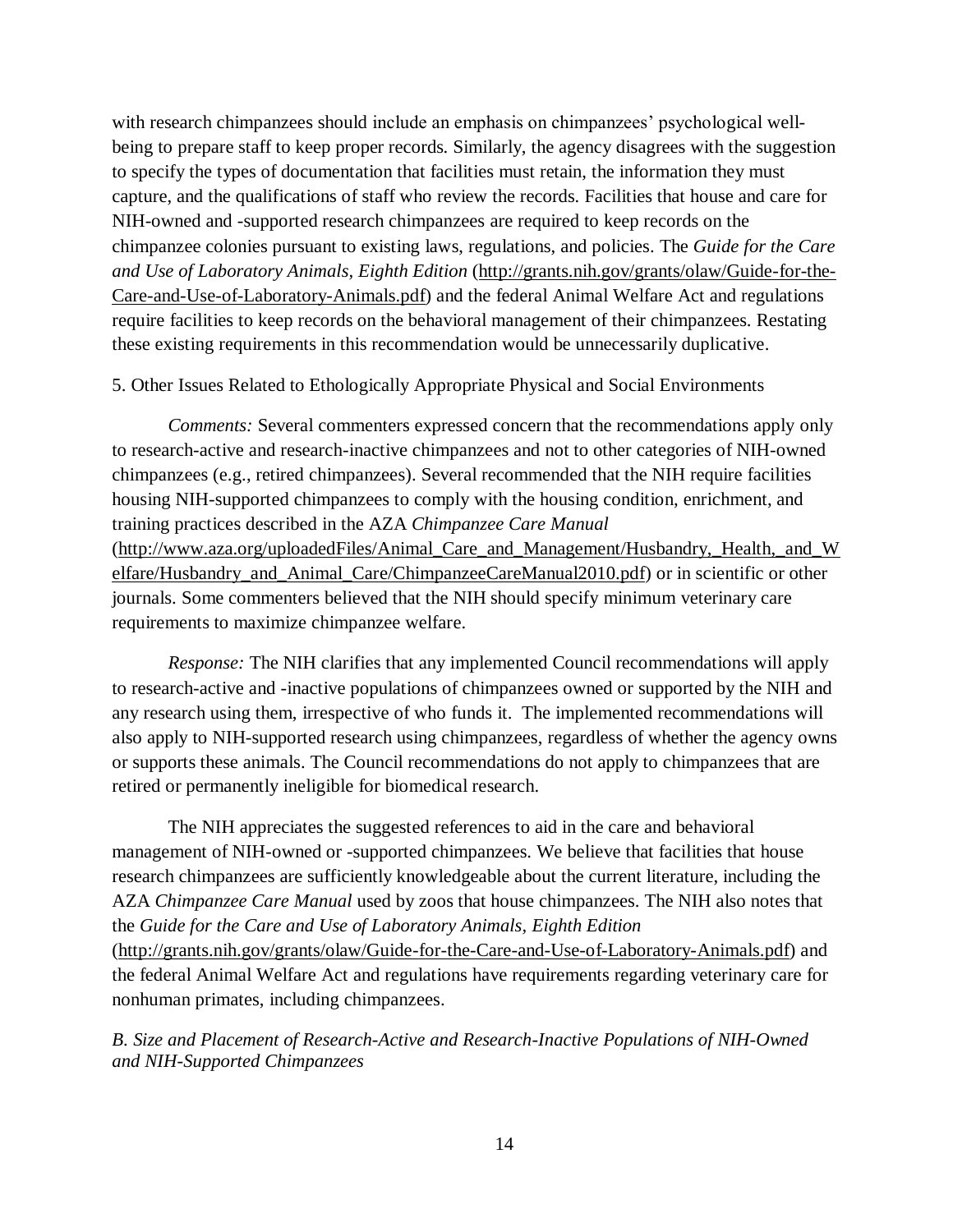with research chimpanzees should include an emphasis on chimpanzees' psychological well-being to prepare staff to keep proper records. Similarly, the agency disagrees with the suggestion to specify the types of documentation that facilities must retain, the information they must capture, and the qualifications of staff who review the records. Facilities that house and care for NIH-owned and -supported research chimpanzees are required to keep records on the chimpanzee colonies pursuant to existing laws, regulations, and policies. The *Guide for the Care and Use of Laboratory Animals, Eighth Edition* (http://grants.nih.gov/grants/olaw/Guide-for-the-Care-and-Use-of-Laboratory-Animals.pdf) and the federal Animal Welfare Act and regulations require facilities to keep records on the behavioral management of their chimpanzees. Restating these existing requirements in this recommendation would be unnecessarily duplicative.

5. Other Issues Related to Ethologically Appropriate Physical and Social Environments

*Comments:* Several commenters expressed concern that the recommendations apply only to research-active and research-inactive chimpanzees and not to other categories of NIH-owned chimpanzees (e.g., retired chimpanzees). Several recommended that the NIH require facilities housing NIH-supported chimpanzees to comply with the housing condition, enrichment, and training practices described in the AZA *Chimpanzee Care Manual* (http://www.aza.org/uploadedFiles/Animal_Care_and_Management/Husbandry,_Health,_and_Welfare/Husbandry_and_Animal_Care/ChimpanzeeCareManual2010.pdf) or in scientific or other journals. Some commenters believed that the NIH should specify minimum veterinary care requirements to maximize chimpanzee welfare.

*Response:* The NIH clarifies that any implemented Council recommendations will apply to research-active and -inactive populations of chimpanzees owned or supported by the NIH and any research using them, irrespective of who funds it. The implemented recommendations will also apply to NIH-supported research using chimpanzees, regardless of whether the agency owns or supports these animals. The Council recommendations do not apply to chimpanzees that are retired or permanently ineligible for biomedical research.

The NIH appreciates the suggested references to aid in the care and behavioral management of NIH-owned or -supported chimpanzees. We believe that facilities that house research chimpanzees are sufficiently knowledgeable about the current literature, including the AZA *Chimpanzee Care Manual* used by zoos that house chimpanzees. The NIH also notes that the *Guide for the Care and Use of Laboratory Animals, Eighth Edition* (http://grants.nih.gov/grants/olaw/Guide-for-the-Care-and-Use-of-Laboratory-Animals.pdf) and the federal Animal Welfare Act and regulations have requirements regarding veterinary care for nonhuman primates, including chimpanzees.

*B. Size and Placement of Research-Active and Research-Inactive Populations of NIH-Owned and NIH-Supported Chimpanzees*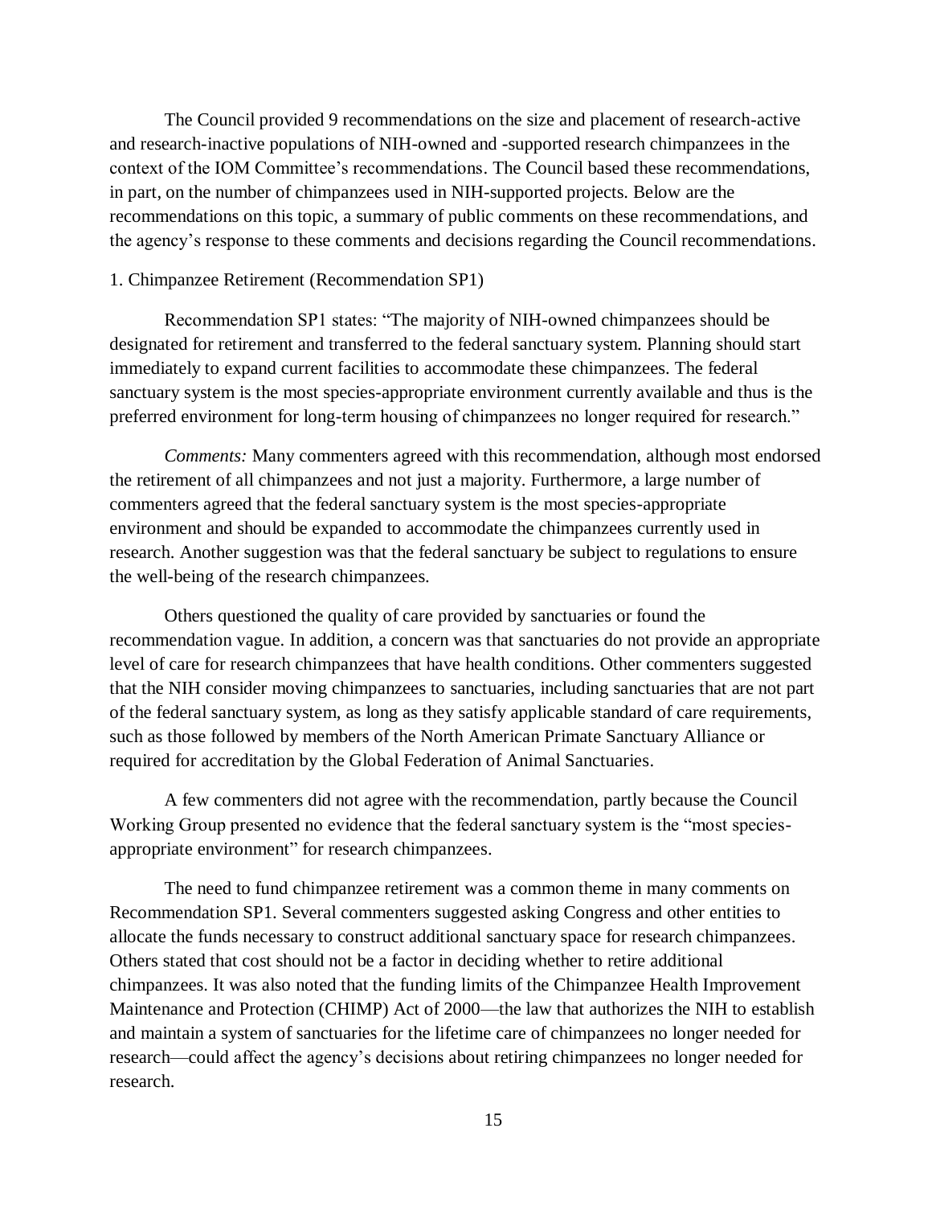The Council provided 9 recommendations on the size and placement of research-active and research-inactive populations of NIH-owned and -supported research chimpanzees in the context of the IOM Committee's recommendations. The Council based these recommendations, in part, on the number of chimpanzees used in NIH-supported projects. Below are the recommendations on this topic, a summary of public comments on these recommendations, and the agency's response to these comments and decisions regarding the Council recommendations.

1. Chimpanzee Retirement (Recommendation SP1)

Recommendation SP1 states: "The majority of NIH-owned chimpanzees should be designated for retirement and transferred to the federal sanctuary system. Planning should start immediately to expand current facilities to accommodate these chimpanzees. The federal sanctuary system is the most species-appropriate environment currently available and thus is the preferred environment for long-term housing of chimpanzees no longer required for research."

*Comments:* Many commenters agreed with this recommendation, although most endorsed the retirement of all chimpanzees and not just a majority. Furthermore, a large number of commenters agreed that the federal sanctuary system is the most species-appropriate environment and should be expanded to accommodate the chimpanzees currently used in research. Another suggestion was that the federal sanctuary be subject to regulations to ensure the well-being of the research chimpanzees.

Others questioned the quality of care provided by sanctuaries or found the recommendation vague. In addition, a concern was that sanctuaries do not provide an appropriate level of care for research chimpanzees that have health conditions. Other commenters suggested that the NIH consider moving chimpanzees to sanctuaries, including sanctuaries that are not part of the federal sanctuary system, as long as they satisfy applicable standard of care requirements, such as those followed by members of the North American Primate Sanctuary Alliance or required for accreditation by the Global Federation of Animal Sanctuaries.

A few commenters did not agree with the recommendation, partly because the Council Working Group presented no evidence that the federal sanctuary system is the "most species-appropriate environment" for research chimpanzees.

The need to fund chimpanzee retirement was a common theme in many comments on Recommendation SP1. Several commenters suggested asking Congress and other entities to allocate the funds necessary to construct additional sanctuary space for research chimpanzees. Others stated that cost should not be a factor in deciding whether to retire additional chimpanzees. It was also noted that the funding limits of the Chimpanzee Health Improvement Maintenance and Protection (CHIMP) Act of 2000—the law that authorizes the NIH to establish and maintain a system of sanctuaries for the lifetime care of chimpanzees no longer needed for research—could affect the agency's decisions about retiring chimpanzees no longer needed for research.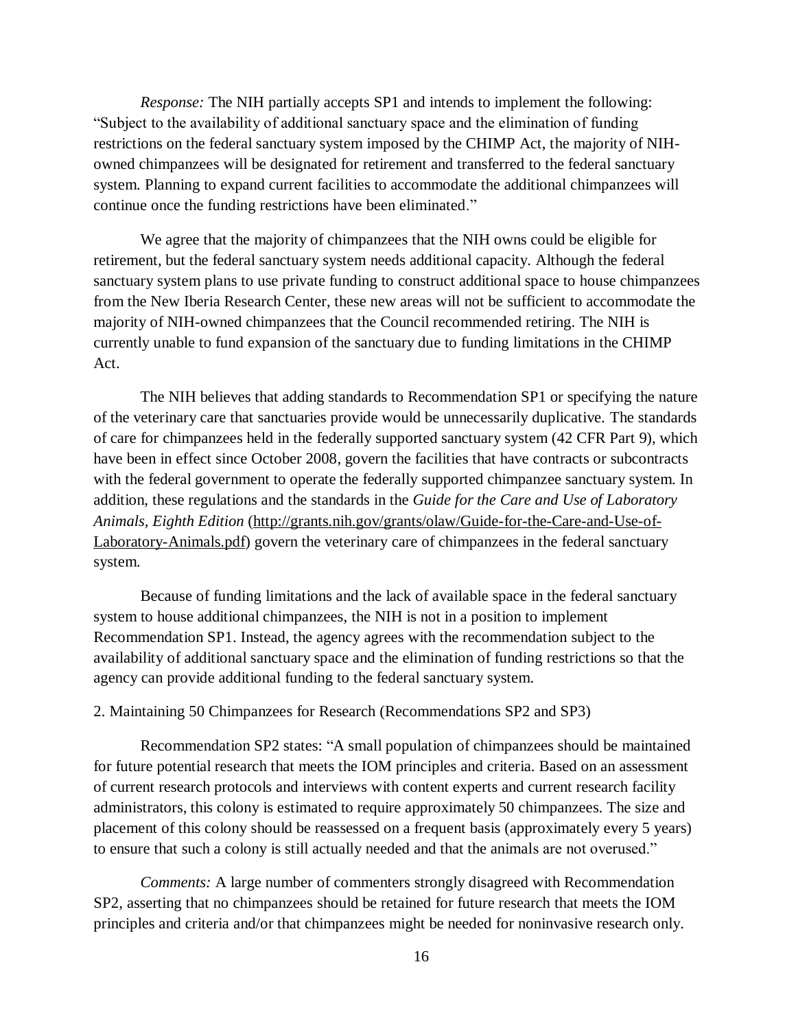*Response:* The NIH partially accepts SP1 and intends to implement the following: "Subject to the availability of additional sanctuary space and the elimination of funding restrictions on the federal sanctuary system imposed by the CHIMP Act, the majority of NIH-owned chimpanzees will be designated for retirement and transferred to the federal sanctuary system. Planning to expand current facilities to accommodate the additional chimpanzees will continue once the funding restrictions have been eliminated."

We agree that the majority of chimpanzees that the NIH owns could be eligible for retirement, but the federal sanctuary system needs additional capacity. Although the federal sanctuary system plans to use private funding to construct additional space to house chimpanzees from the New Iberia Research Center, these new areas will not be sufficient to accommodate the majority of NIH-owned chimpanzees that the Council recommended retiring. The NIH is currently unable to fund expansion of the sanctuary due to funding limitations in the CHIMP Act.

The NIH believes that adding standards to Recommendation SP1 or specifying the nature of the veterinary care that sanctuaries provide would be unnecessarily duplicative. The standards of care for chimpanzees held in the federally supported sanctuary system (42 CFR Part 9), which have been in effect since October 2008, govern the facilities that have contracts or subcontracts with the federal government to operate the federally supported chimpanzee sanctuary system. In addition, these regulations and the standards in the *Guide for the Care and Use of Laboratory Animals, Eighth Edition* (http://grants.nih.gov/grants/olaw/Guide-for-the-Care-and-Use-of-Laboratory-Animals.pdf) govern the veterinary care of chimpanzees in the federal sanctuary system.

Because of funding limitations and the lack of available space in the federal sanctuary system to house additional chimpanzees, the NIH is not in a position to implement Recommendation SP1. Instead, the agency agrees with the recommendation subject to the availability of additional sanctuary space and the elimination of funding restrictions so that the agency can provide additional funding to the federal sanctuary system.

2. Maintaining 50 Chimpanzees for Research (Recommendations SP2 and SP3)

Recommendation SP2 states: "A small population of chimpanzees should be maintained for future potential research that meets the IOM principles and criteria. Based on an assessment of current research protocols and interviews with content experts and current research facility administrators, this colony is estimated to require approximately 50 chimpanzees. The size and placement of this colony should be reassessed on a frequent basis (approximately every 5 years) to ensure that such a colony is still actually needed and that the animals are not overused."

*Comments:* A large number of commenters strongly disagreed with Recommendation SP2, asserting that no chimpanzees should be retained for future research that meets the IOM principles and criteria and/or that chimpanzees might be needed for noninvasive research only.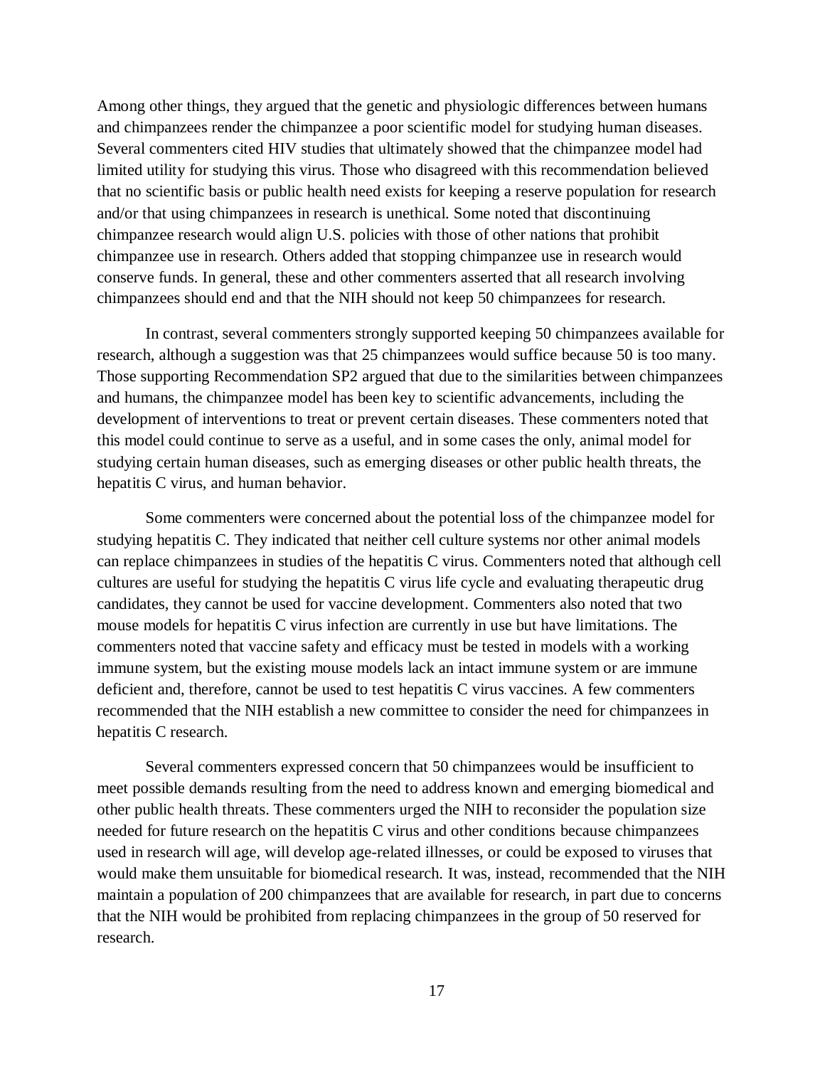Among other things, they argued that the genetic and physiologic differences between humans and chimpanzees render the chimpanzee a poor scientific model for studying human diseases. Several commenters cited HIV studies that ultimately showed that the chimpanzee model had limited utility for studying this virus. Those who disagreed with this recommendation believed that no scientific basis or public health need exists for keeping a reserve population for research and/or that using chimpanzees in research is unethical. Some noted that discontinuing chimpanzee research would align U.S. policies with those of other nations that prohibit chimpanzee use in research. Others added that stopping chimpanzee use in research would conserve funds. In general, these and other commenters asserted that all research involving chimpanzees should end and that the NIH should not keep 50 chimpanzees for research.

In contrast, several commenters strongly supported keeping 50 chimpanzees available for research, although a suggestion was that 25 chimpanzees would suffice because 50 is too many. Those supporting Recommendation SP2 argued that due to the similarities between chimpanzees and humans, the chimpanzee model has been key to scientific advancements, including the development of interventions to treat or prevent certain diseases. These commenters noted that this model could continue to serve as a useful, and in some cases the only, animal model for studying certain human diseases, such as emerging diseases or other public health threats, the hepatitis C virus, and human behavior.

Some commenters were concerned about the potential loss of the chimpanzee model for studying hepatitis C. They indicated that neither cell culture systems nor other animal models can replace chimpanzees in studies of the hepatitis C virus. Commenters noted that although cell cultures are useful for studying the hepatitis C virus life cycle and evaluating therapeutic drug candidates, they cannot be used for vaccine development. Commenters also noted that two mouse models for hepatitis C virus infection are currently in use but have limitations. The commenters noted that vaccine safety and efficacy must be tested in models with a working immune system, but the existing mouse models lack an intact immune system or are immune deficient and, therefore, cannot be used to test hepatitis C virus vaccines. A few commenters recommended that the NIH establish a new committee to consider the need for chimpanzees in hepatitis C research.

Several commenters expressed concern that 50 chimpanzees would be insufficient to meet possible demands resulting from the need to address known and emerging biomedical and other public health threats. These commenters urged the NIH to reconsider the population size needed for future research on the hepatitis C virus and other conditions because chimpanzees used in research will age, will develop age-related illnesses, or could be exposed to viruses that would make them unsuitable for biomedical research. It was, instead, recommended that the NIH maintain a population of 200 chimpanzees that are available for research, in part due to concerns that the NIH would be prohibited from replacing chimpanzees in the group of 50 reserved for research.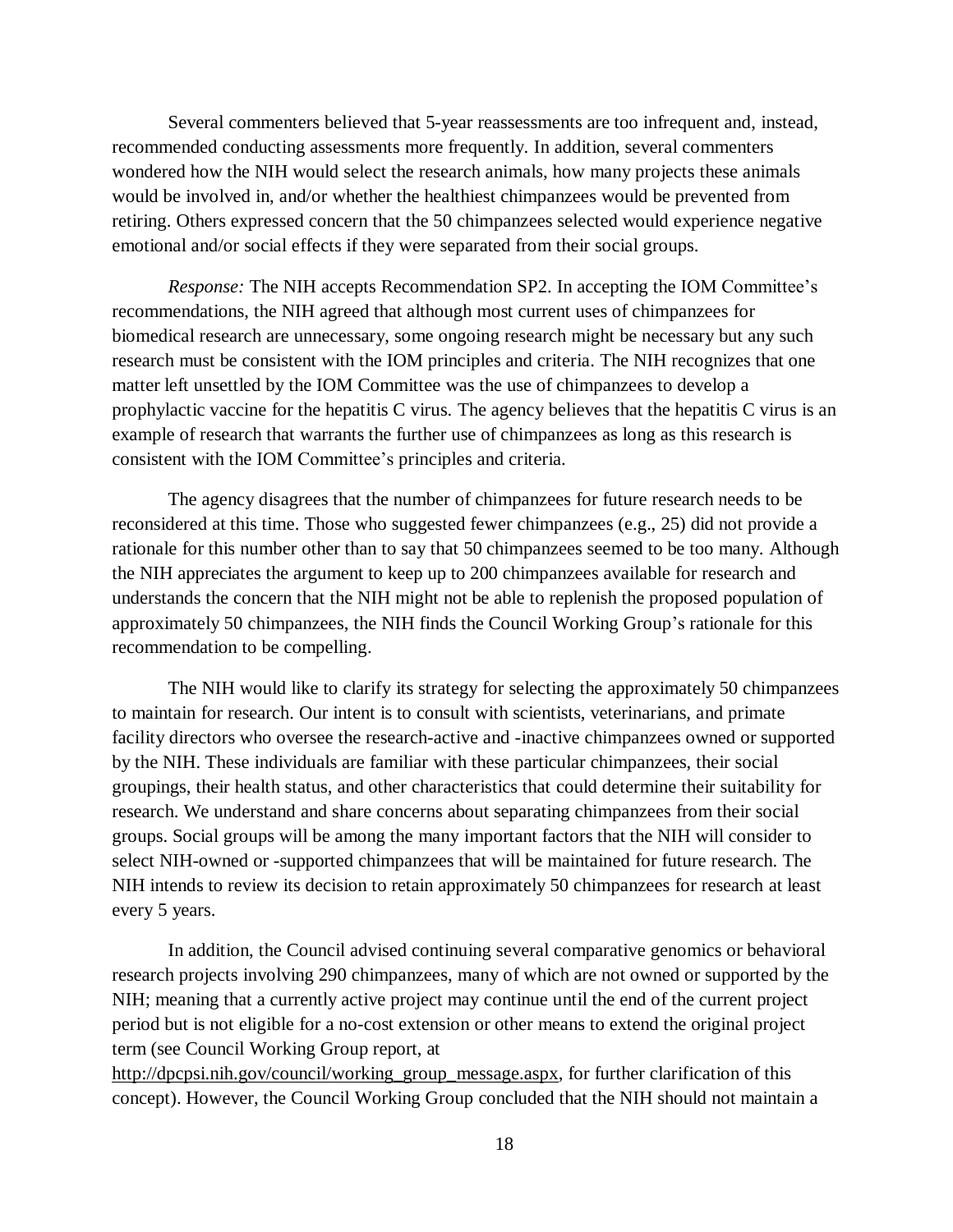Several commenters believed that 5-year reassessments are too infrequent and, instead, recommended conducting assessments more frequently. In addition, several commenters wondered how the NIH would select the research animals, how many projects these animals would be involved in, and/or whether the healthiest chimpanzees would be prevented from retiring. Others expressed concern that the 50 chimpanzees selected would experience negative emotional and/or social effects if they were separated from their social groups.

*Response:* The NIH accepts Recommendation SP2. In accepting the IOM Committee's recommendations, the NIH agreed that although most current uses of chimpanzees for biomedical research are unnecessary, some ongoing research might be necessary but any such research must be consistent with the IOM principles and criteria. The NIH recognizes that one matter left unsettled by the IOM Committee was the use of chimpanzees to develop a prophylactic vaccine for the hepatitis C virus. The agency believes that the hepatitis C virus is an example of research that warrants the further use of chimpanzees as long as this research is consistent with the IOM Committee's principles and criteria.

The agency disagrees that the number of chimpanzees for future research needs to be reconsidered at this time. Those who suggested fewer chimpanzees (e.g., 25) did not provide a rationale for this number other than to say that 50 chimpanzees seemed to be too many. Although the NIH appreciates the argument to keep up to 200 chimpanzees available for research and understands the concern that the NIH might not be able to replenish the proposed population of approximately 50 chimpanzees, the NIH finds the Council Working Group's rationale for this recommendation to be compelling.

The NIH would like to clarify its strategy for selecting the approximately 50 chimpanzees to maintain for research. Our intent is to consult with scientists, veterinarians, and primate facility directors who oversee the research-active and -inactive chimpanzees owned or supported by the NIH. These individuals are familiar with these particular chimpanzees, their social groupings, their health status, and other characteristics that could determine their suitability for research. We understand and share concerns about separating chimpanzees from their social groups. Social groups will be among the many important factors that the NIH will consider to select NIH-owned or -supported chimpanzees that will be maintained for future research. The NIH intends to review its decision to retain approximately 50 chimpanzees for research at least every 5 years.

In addition, the Council advised continuing several comparative genomics or behavioral research projects involving 290 chimpanzees, many of which are not owned or supported by the NIH; meaning that a currently active project may continue until the end of the current project period but is not eligible for a no-cost extension or other means to extend the original project term (see Council Working Group report, at http://dpcpsi.nih.gov/council/working_group_message.aspx, for further clarification of this concept). However, the Council Working Group concluded that the NIH should not maintain a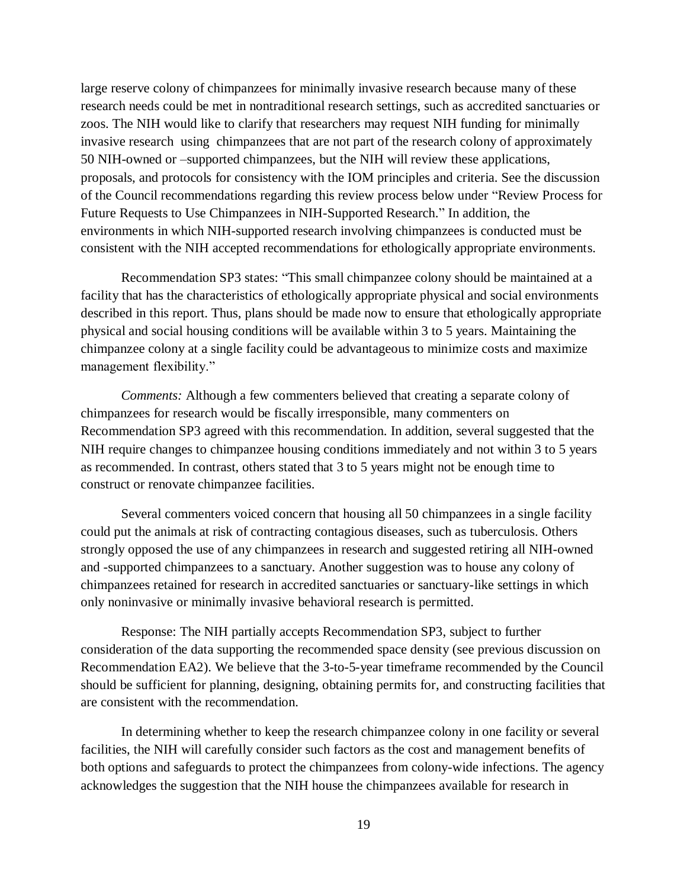large reserve colony of chimpanzees for minimally invasive research because many of these research needs could be met in nontraditional research settings, such as accredited sanctuaries or zoos. The NIH would like to clarify that researchers may request NIH funding for minimally invasive research using chimpanzees that are not part of the research colony of approximately 50 NIH-owned or –supported chimpanzees, but the NIH will review these applications, proposals, and protocols for consistency with the IOM principles and criteria. See the discussion of the Council recommendations regarding this review process below under "Review Process for Future Requests to Use Chimpanzees in NIH-Supported Research." In addition, the environments in which NIH-supported research involving chimpanzees is conducted must be consistent with the NIH accepted recommendations for ethologically appropriate environments.

Recommendation SP3 states: "This small chimpanzee colony should be maintained at a facility that has the characteristics of ethologically appropriate physical and social environments described in this report. Thus, plans should be made now to ensure that ethologically appropriate physical and social housing conditions will be available within 3 to 5 years. Maintaining the chimpanzee colony at a single facility could be advantageous to minimize costs and maximize management flexibility."

*Comments:* Although a few commenters believed that creating a separate colony of chimpanzees for research would be fiscally irresponsible, many commenters on Recommendation SP3 agreed with this recommendation. In addition, several suggested that the NIH require changes to chimpanzee housing conditions immediately and not within 3 to 5 years as recommended. In contrast, others stated that 3 to 5 years might not be enough time to construct or renovate chimpanzee facilities.

Several commenters voiced concern that housing all 50 chimpanzees in a single facility could put the animals at risk of contracting contagious diseases, such as tuberculosis. Others strongly opposed the use of any chimpanzees in research and suggested retiring all NIH-owned and -supported chimpanzees to a sanctuary. Another suggestion was to house any colony of chimpanzees retained for research in accredited sanctuaries or sanctuary-like settings in which only noninvasive or minimally invasive behavioral research is permitted.

Response: The NIH partially accepts Recommendation SP3, subject to further consideration of the data supporting the recommended space density (see previous discussion on Recommendation EA2). We believe that the 3-to-5-year timeframe recommended by the Council should be sufficient for planning, designing, obtaining permits for, and constructing facilities that are consistent with the recommendation.

In determining whether to keep the research chimpanzee colony in one facility or several facilities, the NIH will carefully consider such factors as the cost and management benefits of both options and safeguards to protect the chimpanzees from colony-wide infections. The agency acknowledges the suggestion that the NIH house the chimpanzees available for research in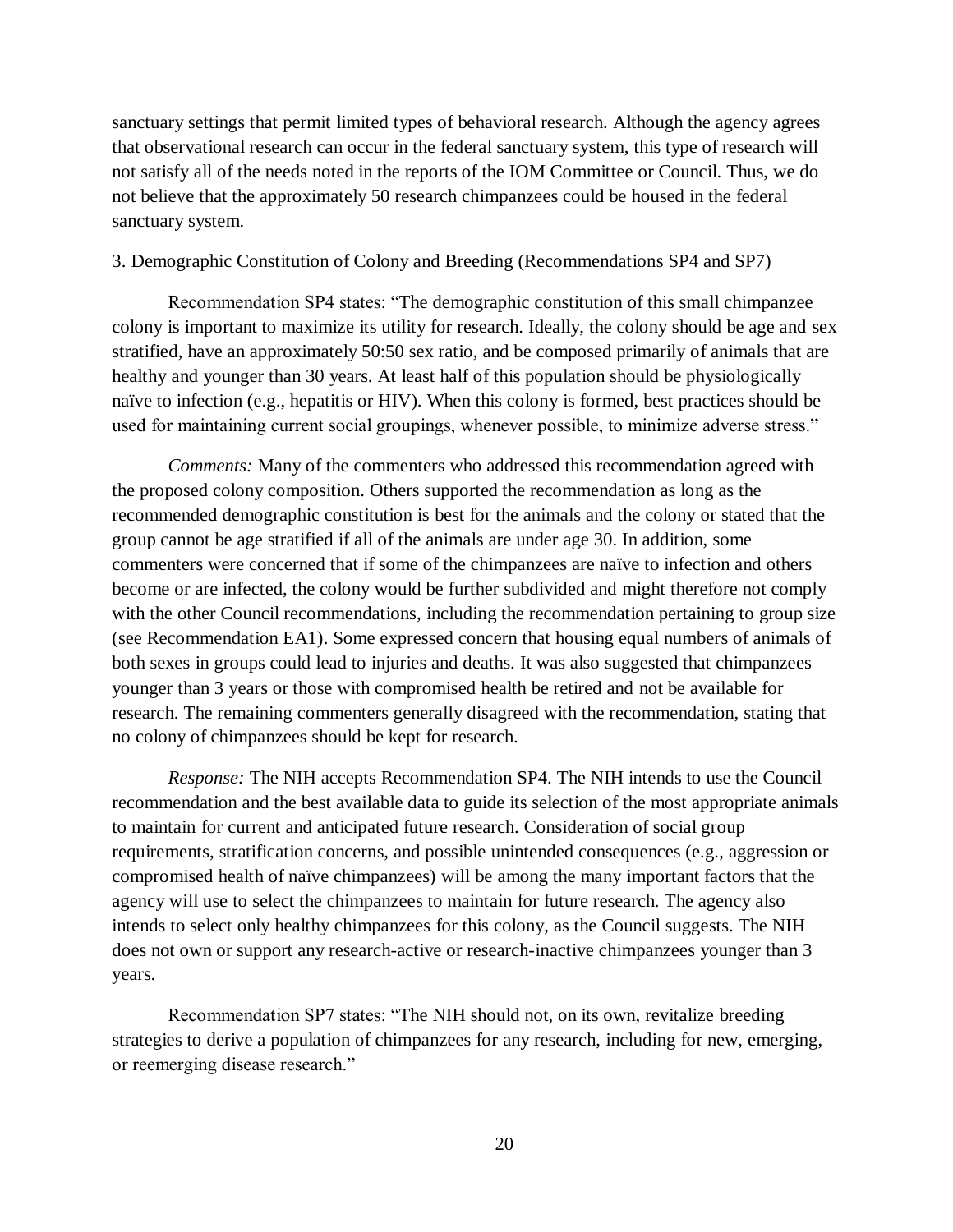sanctuary settings that permit limited types of behavioral research. Although the agency agrees that observational research can occur in the federal sanctuary system, this type of research will not satisfy all of the needs noted in the reports of the IOM Committee or Council. Thus, we do not believe that the approximately 50 research chimpanzees could be housed in the federal sanctuary system.

3. Demographic Constitution of Colony and Breeding (Recommendations SP4 and SP7)

Recommendation SP4 states: "The demographic constitution of this small chimpanzee colony is important to maximize its utility for research. Ideally, the colony should be age and sex stratified, have an approximately 50:50 sex ratio, and be composed primarily of animals that are healthy and younger than 30 years. At least half of this population should be physiologically naïve to infection (e.g., hepatitis or HIV). When this colony is formed, best practices should be used for maintaining current social groupings, whenever possible, to minimize adverse stress."

*Comments:* Many of the commenters who addressed this recommendation agreed with the proposed colony composition. Others supported the recommendation as long as the recommended demographic constitution is best for the animals and the colony or stated that the group cannot be age stratified if all of the animals are under age 30. In addition, some commenters were concerned that if some of the chimpanzees are naïve to infection and others become or are infected, the colony would be further subdivided and might therefore not comply with the other Council recommendations, including the recommendation pertaining to group size (see Recommendation EA1). Some expressed concern that housing equal numbers of animals of both sexes in groups could lead to injuries and deaths. It was also suggested that chimpanzees younger than 3 years or those with compromised health be retired and not be available for research. The remaining commenters generally disagreed with the recommendation, stating that no colony of chimpanzees should be kept for research.

*Response:* The NIH accepts Recommendation SP4. The NIH intends to use the Council recommendation and the best available data to guide its selection of the most appropriate animals to maintain for current and anticipated future research. Consideration of social group requirements, stratification concerns, and possible unintended consequences (e.g., aggression or compromised health of naïve chimpanzees) will be among the many important factors that the agency will use to select the chimpanzees to maintain for future research. The agency also intends to select only healthy chimpanzees for this colony, as the Council suggests. The NIH does not own or support any research-active or research-inactive chimpanzees younger than 3 years.

Recommendation SP7 states: "The NIH should not, on its own, revitalize breeding strategies to derive a population of chimpanzees for any research, including for new, emerging, or reemerging disease research."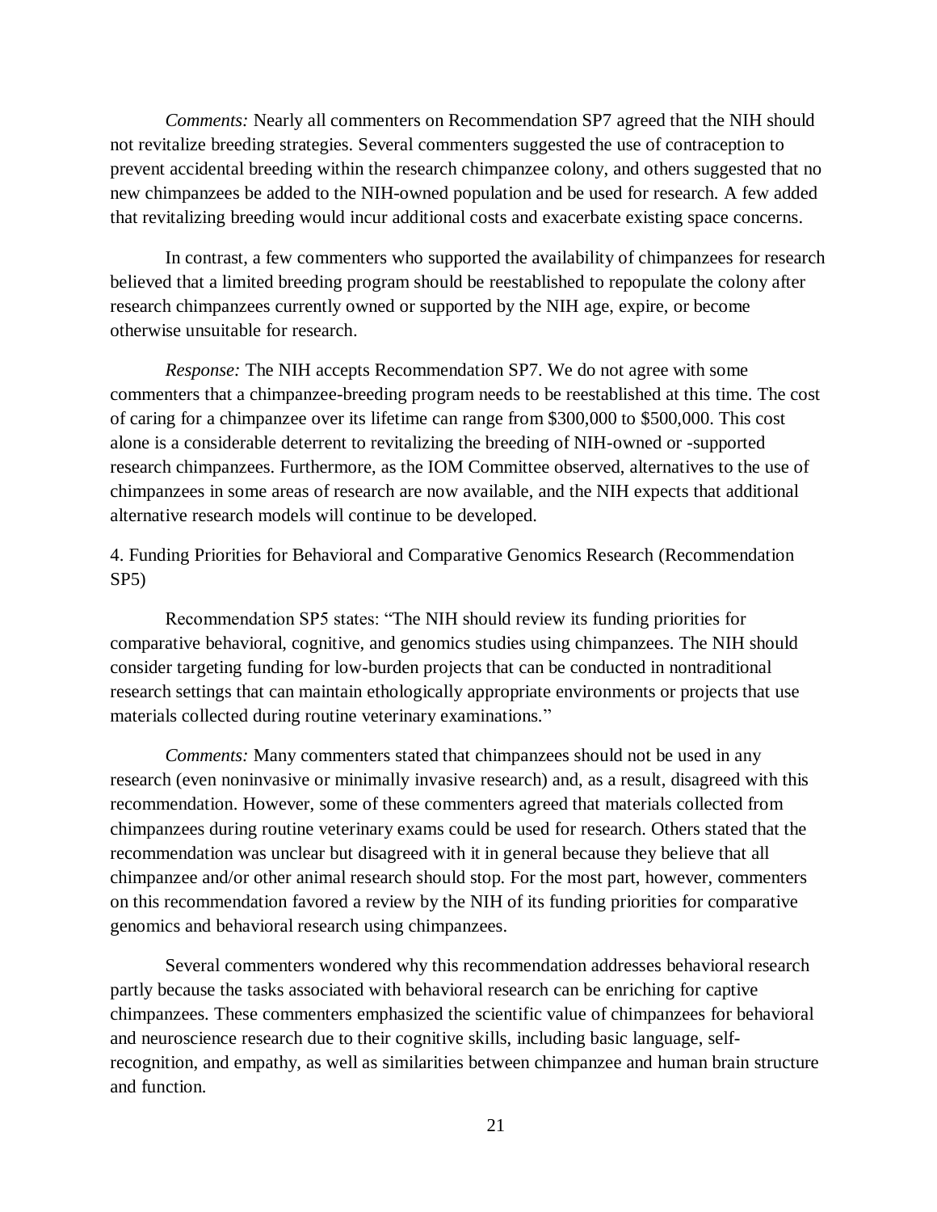*Comments:* Nearly all commenters on Recommendation SP7 agreed that the NIH should not revitalize breeding strategies. Several commenters suggested the use of contraception to prevent accidental breeding within the research chimpanzee colony, and others suggested that no new chimpanzees be added to the NIH-owned population and be used for research. A few added that revitalizing breeding would incur additional costs and exacerbate existing space concerns.

In contrast, a few commenters who supported the availability of chimpanzees for research believed that a limited breeding program should be reestablished to repopulate the colony after research chimpanzees currently owned or supported by the NIH age, expire, or become otherwise unsuitable for research.

*Response:* The NIH accepts Recommendation SP7. We do not agree with some commenters that a chimpanzee-breeding program needs to be reestablished at this time. The cost of caring for a chimpanzee over its lifetime can range from $300,000 to $500,000. This cost alone is a considerable deterrent to revitalizing the breeding of NIH-owned or -supported research chimpanzees. Furthermore, as the IOM Committee observed, alternatives to the use of chimpanzees in some areas of research are now available, and the NIH expects that additional alternative research models will continue to be developed.

4. Funding Priorities for Behavioral and Comparative Genomics Research (Recommendation SP5)

Recommendation SP5 states: "The NIH should review its funding priorities for comparative behavioral, cognitive, and genomics studies using chimpanzees. The NIH should consider targeting funding for low-burden projects that can be conducted in nontraditional research settings that can maintain ethologically appropriate environments or projects that use materials collected during routine veterinary examinations."

*Comments:* Many commenters stated that chimpanzees should not be used in any research (even noninvasive or minimally invasive research) and, as a result, disagreed with this recommendation. However, some of these commenters agreed that materials collected from chimpanzees during routine veterinary exams could be used for research. Others stated that the recommendation was unclear but disagreed with it in general because they believe that all chimpanzee and/or other animal research should stop. For the most part, however, commenters on this recommendation favored a review by the NIH of its funding priorities for comparative genomics and behavioral research using chimpanzees.

Several commenters wondered why this recommendation addresses behavioral research partly because the tasks associated with behavioral research can be enriching for captive chimpanzees. These commenters emphasized the scientific value of chimpanzees for behavioral and neuroscience research due to their cognitive skills, including basic language, self-recognition, and empathy, as well as similarities between chimpanzee and human brain structure and function.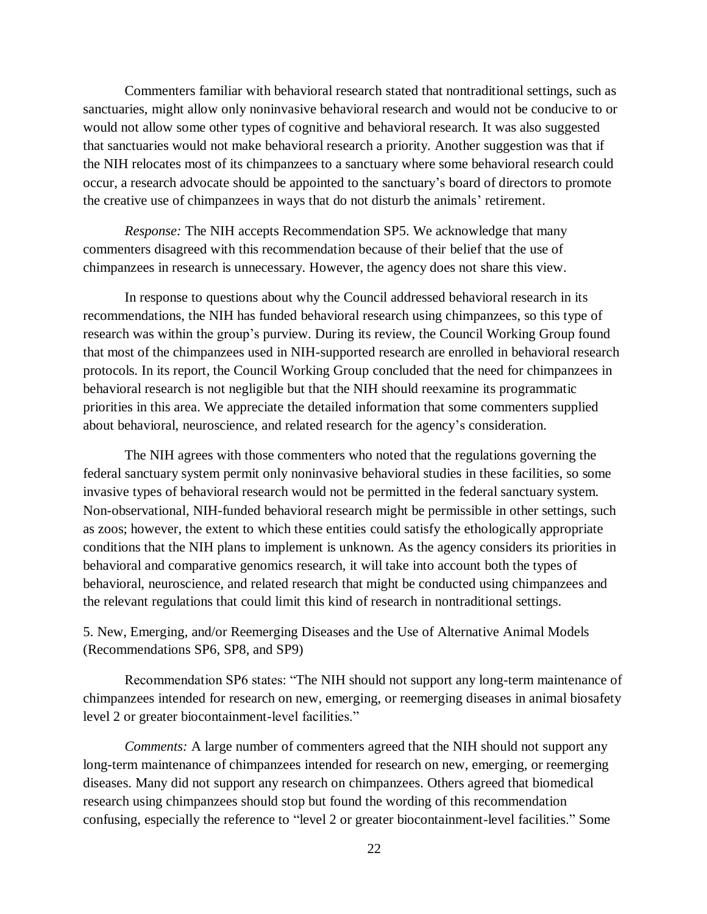Commenters familiar with behavioral research stated that nontraditional settings, such as sanctuaries, might allow only noninvasive behavioral research and would not be conducive to or would not allow some other types of cognitive and behavioral research. It was also suggested that sanctuaries would not make behavioral research a priority. Another suggestion was that if the NIH relocates most of its chimpanzees to a sanctuary where some behavioral research could occur, a research advocate should be appointed to the sanctuary's board of directors to promote the creative use of chimpanzees in ways that do not disturb the animals' retirement.

*Response:* The NIH accepts Recommendation SP5. We acknowledge that many commenters disagreed with this recommendation because of their belief that the use of chimpanzees in research is unnecessary. However, the agency does not share this view.

In response to questions about why the Council addressed behavioral research in its recommendations, the NIH has funded behavioral research using chimpanzees, so this type of research was within the group's purview. During its review, the Council Working Group found that most of the chimpanzees used in NIH-supported research are enrolled in behavioral research protocols. In its report, the Council Working Group concluded that the need for chimpanzees in behavioral research is not negligible but that the NIH should reexamine its programmatic priorities in this area. We appreciate the detailed information that some commenters supplied about behavioral, neuroscience, and related research for the agency's consideration.

The NIH agrees with those commenters who noted that the regulations governing the federal sanctuary system permit only noninvasive behavioral studies in these facilities, so some invasive types of behavioral research would not be permitted in the federal sanctuary system. Non-observational, NIH-funded behavioral research might be permissible in other settings, such as zoos; however, the extent to which these entities could satisfy the ethologically appropriate conditions that the NIH plans to implement is unknown. As the agency considers its priorities in behavioral and comparative genomics research, it will take into account both the types of behavioral, neuroscience, and related research that might be conducted using chimpanzees and the relevant regulations that could limit this kind of research in nontraditional settings.

5. New, Emerging, and/or Reemerging Diseases and the Use of Alternative Animal Models (Recommendations SP6, SP8, and SP9)

Recommendation SP6 states: "The NIH should not support any long-term maintenance of chimpanzees intended for research on new, emerging, or reemerging diseases in animal biosafety level 2 or greater biocontainment-level facilities."

*Comments:* A large number of commenters agreed that the NIH should not support any long-term maintenance of chimpanzees intended for research on new, emerging, or reemerging diseases. Many did not support any research on chimpanzees. Others agreed that biomedical research using chimpanzees should stop but found the wording of this recommendation confusing, especially the reference to "level 2 or greater biocontainment-level facilities." Some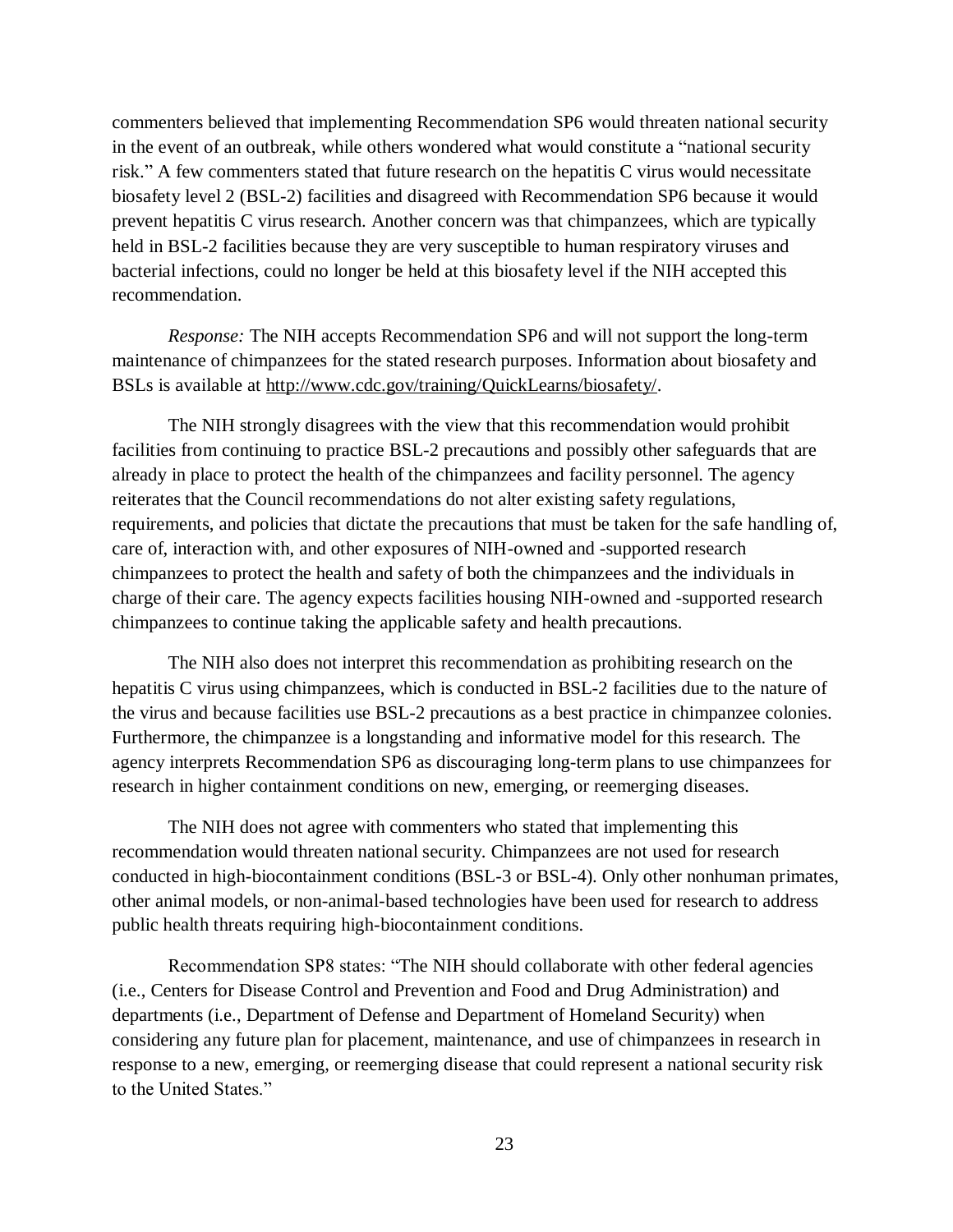commenters believed that implementing Recommendation SP6 would threaten national security in the event of an outbreak, while others wondered what would constitute a "national security risk." A few commenters stated that future research on the hepatitis C virus would necessitate biosafety level 2 (BSL-2) facilities and disagreed with Recommendation SP6 because it would prevent hepatitis C virus research. Another concern was that chimpanzees, which are typically held in BSL-2 facilities because they are very susceptible to human respiratory viruses and bacterial infections, could no longer be held at this biosafety level if the NIH accepted this recommendation.

*Response:* The NIH accepts Recommendation SP6 and will not support the long-term maintenance of chimpanzees for the stated research purposes. Information about biosafety and BSLs is available at http://www.cdc.gov/training/QuickLearns/biosafety/.

The NIH strongly disagrees with the view that this recommendation would prohibit facilities from continuing to practice BSL-2 precautions and possibly other safeguards that are already in place to protect the health of the chimpanzees and facility personnel. The agency reiterates that the Council recommendations do not alter existing safety regulations, requirements, and policies that dictate the precautions that must be taken for the safe handling of, care of, interaction with, and other exposures of NIH-owned and -supported research chimpanzees to protect the health and safety of both the chimpanzees and the individuals in charge of their care. The agency expects facilities housing NIH-owned and -supported research chimpanzees to continue taking the applicable safety and health precautions.

The NIH also does not interpret this recommendation as prohibiting research on the hepatitis C virus using chimpanzees, which is conducted in BSL-2 facilities due to the nature of the virus and because facilities use BSL-2 precautions as a best practice in chimpanzee colonies. Furthermore, the chimpanzee is a longstanding and informative model for this research. The agency interprets Recommendation SP6 as discouraging long-term plans to use chimpanzees for research in higher containment conditions on new, emerging, or reemerging diseases.

The NIH does not agree with commenters who stated that implementing this recommendation would threaten national security. Chimpanzees are not used for research conducted in high-biocontainment conditions (BSL-3 or BSL-4). Only other nonhuman primates, other animal models, or non-animal-based technologies have been used for research to address public health threats requiring high-biocontainment conditions.

Recommendation SP8 states: "The NIH should collaborate with other federal agencies (i.e., Centers for Disease Control and Prevention and Food and Drug Administration) and departments (i.e., Department of Defense and Department of Homeland Security) when considering any future plan for placement, maintenance, and use of chimpanzees in research in response to a new, emerging, or reemerging disease that could represent a national security risk to the United States."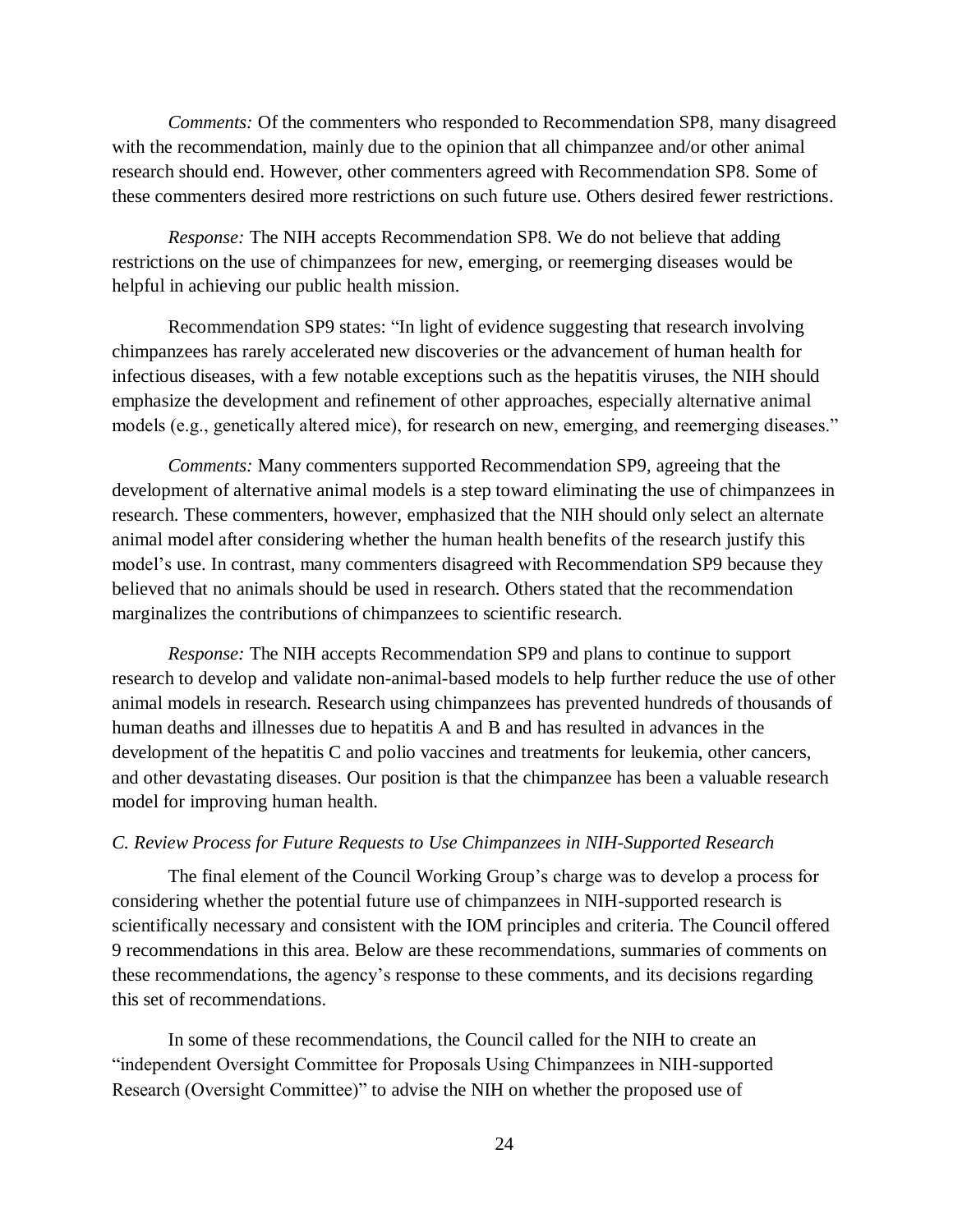*Comments:* Of the commenters who responded to Recommendation SP8, many disagreed with the recommendation, mainly due to the opinion that all chimpanzee and/or other animal research should end. However, other commenters agreed with Recommendation SP8. Some of these commenters desired more restrictions on such future use. Others desired fewer restrictions.

*Response:* The NIH accepts Recommendation SP8. We do not believe that adding restrictions on the use of chimpanzees for new, emerging, or reemerging diseases would be helpful in achieving our public health mission.

Recommendation SP9 states: "In light of evidence suggesting that research involving chimpanzees has rarely accelerated new discoveries or the advancement of human health for infectious diseases, with a few notable exceptions such as the hepatitis viruses, the NIH should emphasize the development and refinement of other approaches, especially alternative animal models (e.g., genetically altered mice), for research on new, emerging, and reemerging diseases."

*Comments:* Many commenters supported Recommendation SP9, agreeing that the development of alternative animal models is a step toward eliminating the use of chimpanzees in research. These commenters, however, emphasized that the NIH should only select an alternate animal model after considering whether the human health benefits of the research justify this model's use. In contrast, many commenters disagreed with Recommendation SP9 because they believed that no animals should be used in research. Others stated that the recommendation marginalizes the contributions of chimpanzees to scientific research.

*Response:* The NIH accepts Recommendation SP9 and plans to continue to support research to develop and validate non-animal-based models to help further reduce the use of other animal models in research. Research using chimpanzees has prevented hundreds of thousands of human deaths and illnesses due to hepatitis A and B and has resulted in advances in the development of the hepatitis C and polio vaccines and treatments for leukemia, other cancers, and other devastating diseases. Our position is that the chimpanzee has been a valuable research model for improving human health.

### *C. Review Process for Future Requests to Use Chimpanzees in NIH-Supported Research*

The final element of the Council Working Group's charge was to develop a process for considering whether the potential future use of chimpanzees in NIH-supported research is scientifically necessary and consistent with the IOM principles and criteria. The Council offered 9 recommendations in this area. Below are these recommendations, summaries of comments on these recommendations, the agency's response to these comments, and its decisions regarding this set of recommendations.

In some of these recommendations, the Council called for the NIH to create an "independent Oversight Committee for Proposals Using Chimpanzees in NIH-supported Research (Oversight Committee)" to advise the NIH on whether the proposed use of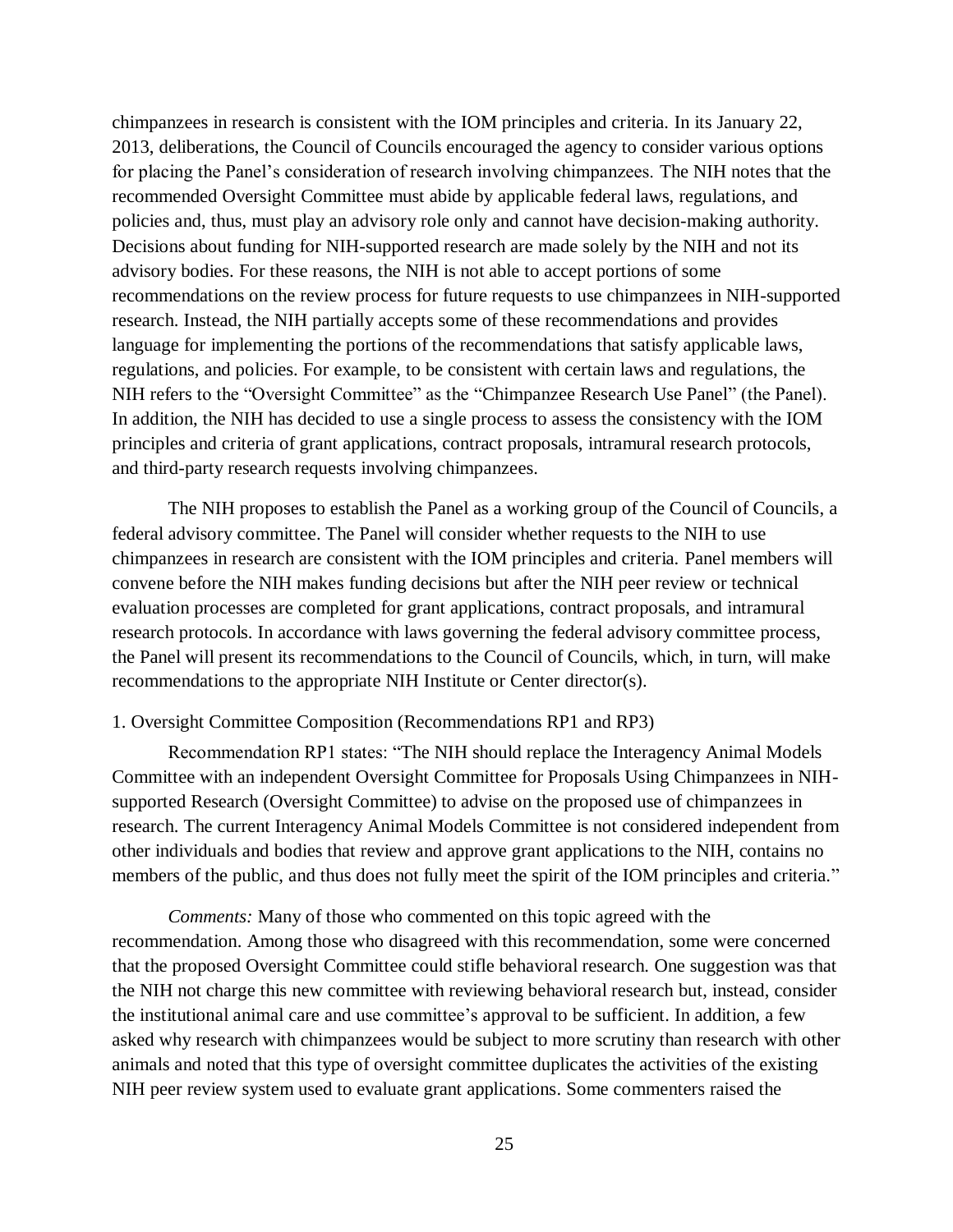chimpanzees in research is consistent with the IOM principles and criteria. In its January 22, 2013, deliberations, the Council of Councils encouraged the agency to consider various options for placing the Panel's consideration of research involving chimpanzees. The NIH notes that the recommended Oversight Committee must abide by applicable federal laws, regulations, and policies and, thus, must play an advisory role only and cannot have decision-making authority. Decisions about funding for NIH-supported research are made solely by the NIH and not its advisory bodies. For these reasons, the NIH is not able to accept portions of some recommendations on the review process for future requests to use chimpanzees in NIH-supported research. Instead, the NIH partially accepts some of these recommendations and provides language for implementing the portions of the recommendations that satisfy applicable laws, regulations, and policies. For example, to be consistent with certain laws and regulations, the NIH refers to the "Oversight Committee" as the "Chimpanzee Research Use Panel" (the Panel). In addition, the NIH has decided to use a single process to assess the consistency with the IOM principles and criteria of grant applications, contract proposals, intramural research protocols, and third-party research requests involving chimpanzees.

The NIH proposes to establish the Panel as a working group of the Council of Councils, a federal advisory committee. The Panel will consider whether requests to the NIH to use chimpanzees in research are consistent with the IOM principles and criteria. Panel members will convene before the NIH makes funding decisions but after the NIH peer review or technical evaluation processes are completed for grant applications, contract proposals, and intramural research protocols. In accordance with laws governing the federal advisory committee process, the Panel will present its recommendations to the Council of Councils, which, in turn, will make recommendations to the appropriate NIH Institute or Center director(s).

1. Oversight Committee Composition (Recommendations RP1 and RP3)

Recommendation RP1 states: "The NIH should replace the Interagency Animal Models Committee with an independent Oversight Committee for Proposals Using Chimpanzees in NIH-supported Research (Oversight Committee) to advise on the proposed use of chimpanzees in research. The current Interagency Animal Models Committee is not considered independent from other individuals and bodies that review and approve grant applications to the NIH, contains no members of the public, and thus does not fully meet the spirit of the IOM principles and criteria."

*Comments:* Many of those who commented on this topic agreed with the recommendation. Among those who disagreed with this recommendation, some were concerned that the proposed Oversight Committee could stifle behavioral research. One suggestion was that the NIH not charge this new committee with reviewing behavioral research but, instead, consider the institutional animal care and use committee's approval to be sufficient. In addition, a few asked why research with chimpanzees would be subject to more scrutiny than research with other animals and noted that this type of oversight committee duplicates the activities of the existing NIH peer review system used to evaluate grant applications. Some commenters raised the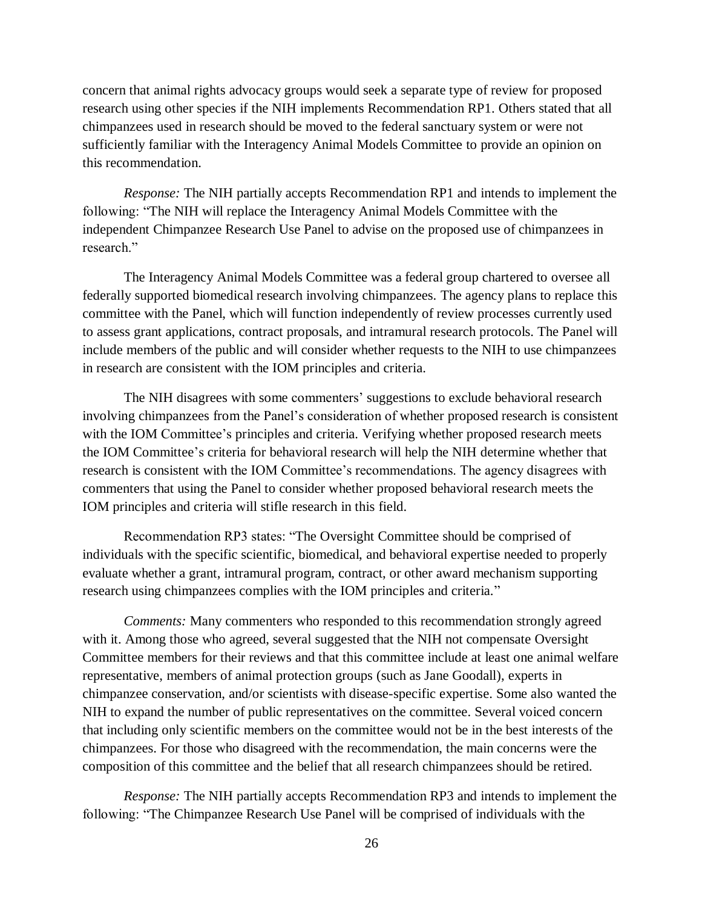concern that animal rights advocacy groups would seek a separate type of review for proposed research using other species if the NIH implements Recommendation RP1. Others stated that all chimpanzees used in research should be moved to the federal sanctuary system or were not sufficiently familiar with the Interagency Animal Models Committee to provide an opinion on this recommendation.

*Response:* The NIH partially accepts Recommendation RP1 and intends to implement the following: "The NIH will replace the Interagency Animal Models Committee with the independent Chimpanzee Research Use Panel to advise on the proposed use of chimpanzees in research."

The Interagency Animal Models Committee was a federal group chartered to oversee all federally supported biomedical research involving chimpanzees. The agency plans to replace this committee with the Panel, which will function independently of review processes currently used to assess grant applications, contract proposals, and intramural research protocols. The Panel will include members of the public and will consider whether requests to the NIH to use chimpanzees in research are consistent with the IOM principles and criteria.

The NIH disagrees with some commenters' suggestions to exclude behavioral research involving chimpanzees from the Panel's consideration of whether proposed research is consistent with the IOM Committee's principles and criteria. Verifying whether proposed research meets the IOM Committee's criteria for behavioral research will help the NIH determine whether that research is consistent with the IOM Committee's recommendations. The agency disagrees with commenters that using the Panel to consider whether proposed behavioral research meets the IOM principles and criteria will stifle research in this field.

Recommendation RP3 states: "The Oversight Committee should be comprised of individuals with the specific scientific, biomedical, and behavioral expertise needed to properly evaluate whether a grant, intramural program, contract, or other award mechanism supporting research using chimpanzees complies with the IOM principles and criteria."

*Comments:* Many commenters who responded to this recommendation strongly agreed with it. Among those who agreed, several suggested that the NIH not compensate Oversight Committee members for their reviews and that this committee include at least one animal welfare representative, members of animal protection groups (such as Jane Goodall), experts in chimpanzee conservation, and/or scientists with disease-specific expertise. Some also wanted the NIH to expand the number of public representatives on the committee. Several voiced concern that including only scientific members on the committee would not be in the best interests of the chimpanzees. For those who disagreed with the recommendation, the main concerns were the composition of this committee and the belief that all research chimpanzees should be retired.

*Response:* The NIH partially accepts Recommendation RP3 and intends to implement the following: "The Chimpanzee Research Use Panel will be comprised of individuals with the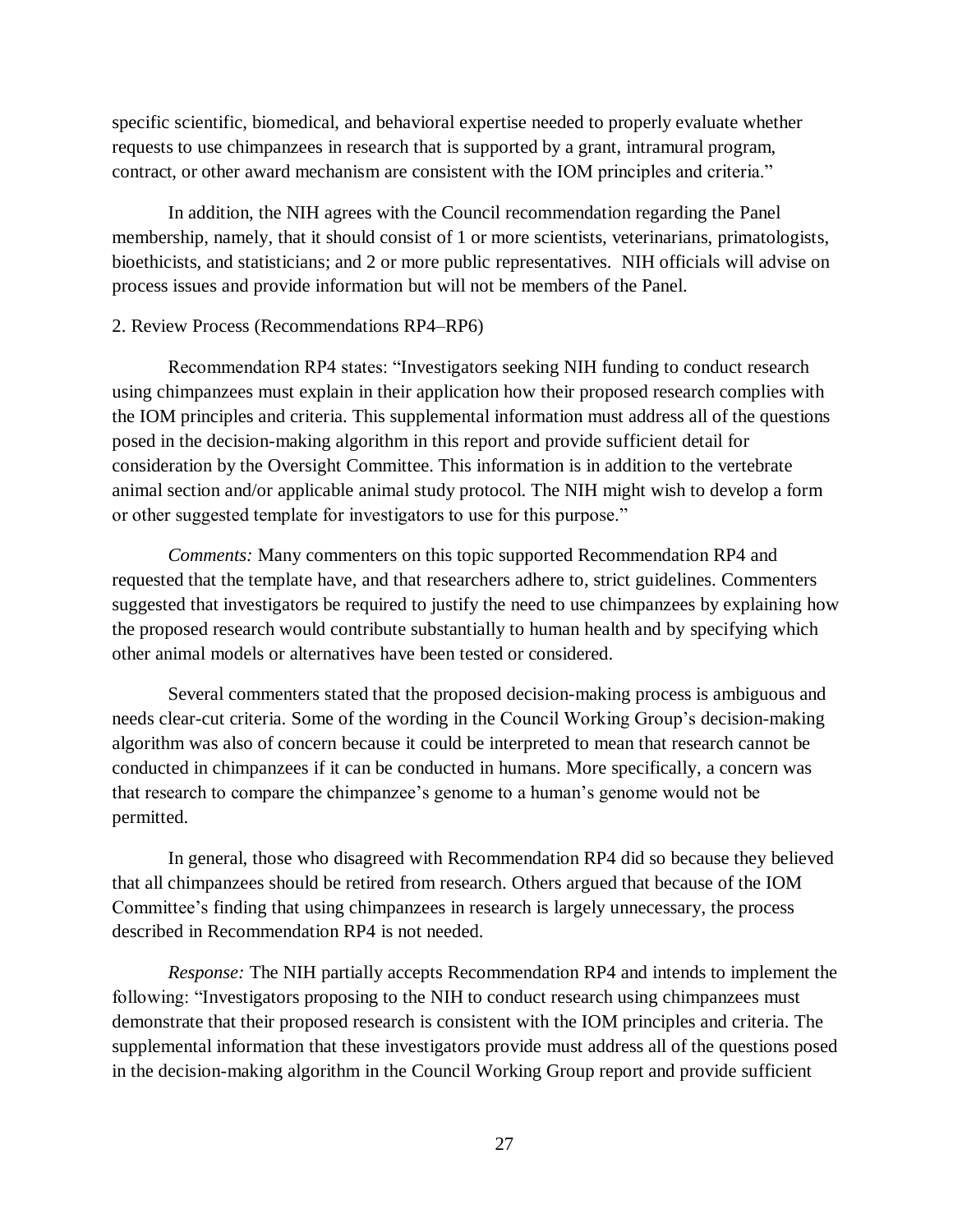specific scientific, biomedical, and behavioral expertise needed to properly evaluate whether requests to use chimpanzees in research that is supported by a grant, intramural program, contract, or other award mechanism are consistent with the IOM principles and criteria."

In addition, the NIH agrees with the Council recommendation regarding the Panel membership, namely, that it should consist of 1 or more scientists, veterinarians, primatologists, bioethicists, and statisticians; and 2 or more public representatives. NIH officials will advise on process issues and provide information but will not be members of the Panel.

2. Review Process (Recommendations RP4–RP6)

Recommendation RP4 states: "Investigators seeking NIH funding to conduct research using chimpanzees must explain in their application how their proposed research complies with the IOM principles and criteria. This supplemental information must address all of the questions posed in the decision-making algorithm in this report and provide sufficient detail for consideration by the Oversight Committee. This information is in addition to the vertebrate animal section and/or applicable animal study protocol. The NIH might wish to develop a form or other suggested template for investigators to use for this purpose."

*Comments:* Many commenters on this topic supported Recommendation RP4 and requested that the template have, and that researchers adhere to, strict guidelines. Commenters suggested that investigators be required to justify the need to use chimpanzees by explaining how the proposed research would contribute substantially to human health and by specifying which other animal models or alternatives have been tested or considered.

Several commenters stated that the proposed decision-making process is ambiguous and needs clear-cut criteria. Some of the wording in the Council Working Group's decision-making algorithm was also of concern because it could be interpreted to mean that research cannot be conducted in chimpanzees if it can be conducted in humans. More specifically, a concern was that research to compare the chimpanzee's genome to a human's genome would not be permitted.

In general, those who disagreed with Recommendation RP4 did so because they believed that all chimpanzees should be retired from research. Others argued that because of the IOM Committee's finding that using chimpanzees in research is largely unnecessary, the process described in Recommendation RP4 is not needed.

*Response:* The NIH partially accepts Recommendation RP4 and intends to implement the following: "Investigators proposing to the NIH to conduct research using chimpanzees must demonstrate that their proposed research is consistent with the IOM principles and criteria. The supplemental information that these investigators provide must address all of the questions posed in the decision-making algorithm in the Council Working Group report and provide sufficient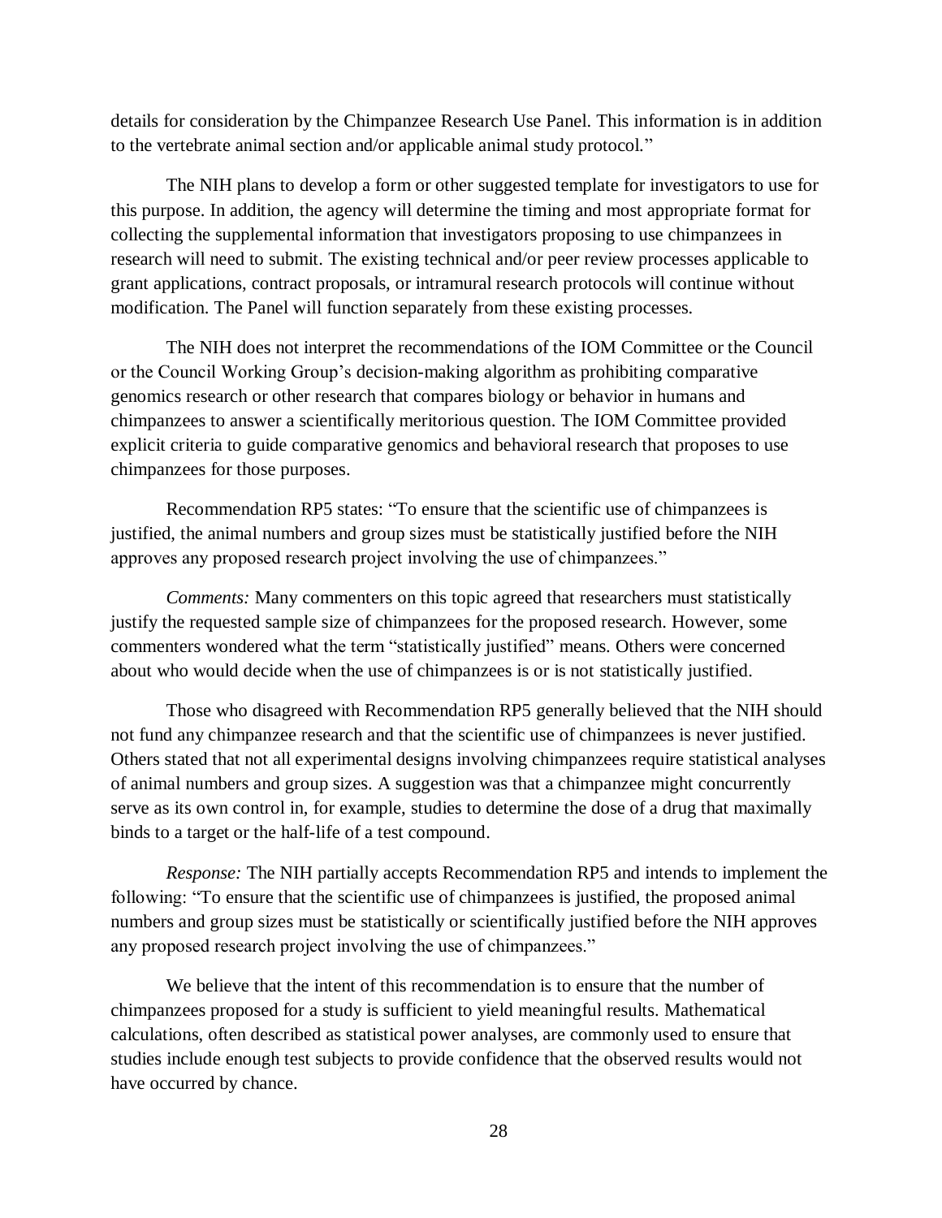details for consideration by the Chimpanzee Research Use Panel. This information is in addition to the vertebrate animal section and/or applicable animal study protocol."

The NIH plans to develop a form or other suggested template for investigators to use for this purpose. In addition, the agency will determine the timing and most appropriate format for collecting the supplemental information that investigators proposing to use chimpanzees in research will need to submit. The existing technical and/or peer review processes applicable to grant applications, contract proposals, or intramural research protocols will continue without modification. The Panel will function separately from these existing processes.

The NIH does not interpret the recommendations of the IOM Committee or the Council or the Council Working Group's decision-making algorithm as prohibiting comparative genomics research or other research that compares biology or behavior in humans and chimpanzees to answer a scientifically meritorious question. The IOM Committee provided explicit criteria to guide comparative genomics and behavioral research that proposes to use chimpanzees for those purposes.

Recommendation RP5 states: "To ensure that the scientific use of chimpanzees is justified, the animal numbers and group sizes must be statistically justified before the NIH approves any proposed research project involving the use of chimpanzees."

*Comments:* Many commenters on this topic agreed that researchers must statistically justify the requested sample size of chimpanzees for the proposed research. However, some commenters wondered what the term "statistically justified" means. Others were concerned about who would decide when the use of chimpanzees is or is not statistically justified.

Those who disagreed with Recommendation RP5 generally believed that the NIH should not fund any chimpanzee research and that the scientific use of chimpanzees is never justified. Others stated that not all experimental designs involving chimpanzees require statistical analyses of animal numbers and group sizes. A suggestion was that a chimpanzee might concurrently serve as its own control in, for example, studies to determine the dose of a drug that maximally binds to a target or the half-life of a test compound.

*Response:* The NIH partially accepts Recommendation RP5 and intends to implement the following: "To ensure that the scientific use of chimpanzees is justified, the proposed animal numbers and group sizes must be statistically or scientifically justified before the NIH approves any proposed research project involving the use of chimpanzees."

We believe that the intent of this recommendation is to ensure that the number of chimpanzees proposed for a study is sufficient to yield meaningful results. Mathematical calculations, often described as statistical power analyses, are commonly used to ensure that studies include enough test subjects to provide confidence that the observed results would not have occurred by chance.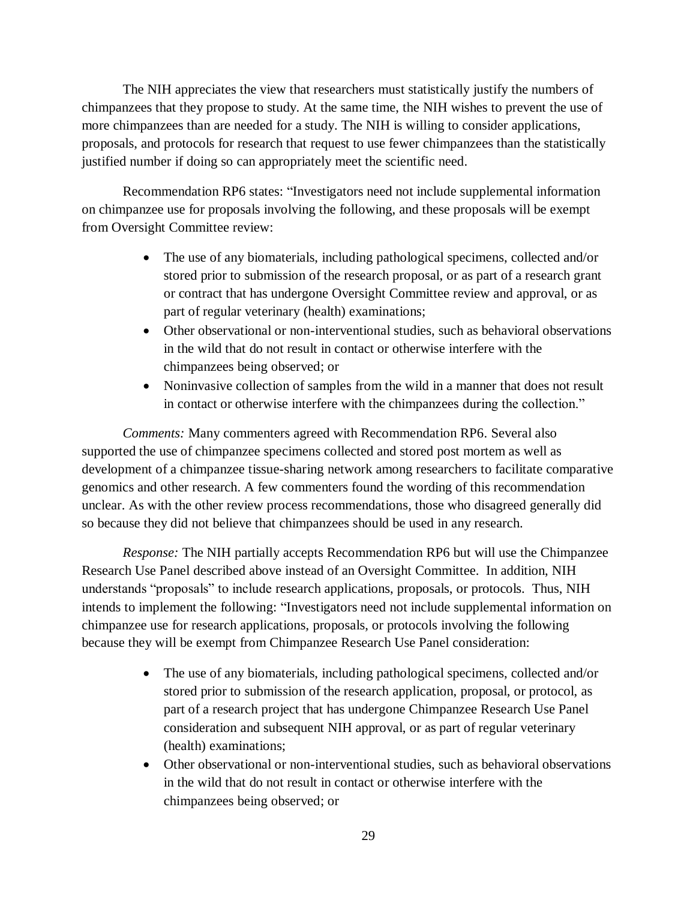The NIH appreciates the view that researchers must statistically justify the numbers of chimpanzees that they propose to study. At the same time, the NIH wishes to prevent the use of more chimpanzees than are needed for a study. The NIH is willing to consider applications, proposals, and protocols for research that request to use fewer chimpanzees than the statistically justified number if doing so can appropriately meet the scientific need.

Recommendation RP6 states: "Investigators need not include supplemental information on chimpanzee use for proposals involving the following, and these proposals will be exempt from Oversight Committee review:

- The use of any biomaterials, including pathological specimens, collected and/or stored prior to submission of the research proposal, or as part of a research grant or contract that has undergone Oversight Committee review and approval, or as part of regular veterinary (health) examinations;
- Other observational or non-interventional studies, such as behavioral observations in the wild that do not result in contact or otherwise interfere with the chimpanzees being observed; or
- Noninvasive collection of samples from the wild in a manner that does not result in contact or otherwise interfere with the chimpanzees during the collection."

*Comments:* Many commenters agreed with Recommendation RP6. Several also supported the use of chimpanzee specimens collected and stored post mortem as well as development of a chimpanzee tissue-sharing network among researchers to facilitate comparative genomics and other research. A few commenters found the wording of this recommendation unclear. As with the other review process recommendations, those who disagreed generally did so because they did not believe that chimpanzees should be used in any research.

*Response:* The NIH partially accepts Recommendation RP6 but will use the Chimpanzee Research Use Panel described above instead of an Oversight Committee. In addition, NIH understands "proposals" to include research applications, proposals, or protocols. Thus, NIH intends to implement the following: "Investigators need not include supplemental information on chimpanzee use for research applications, proposals, or protocols involving the following because they will be exempt from Chimpanzee Research Use Panel consideration:

- The use of any biomaterials, including pathological specimens, collected and/or stored prior to submission of the research application, proposal, or protocol, as part of a research project that has undergone Chimpanzee Research Use Panel consideration and subsequent NIH approval, or as part of regular veterinary (health) examinations;
- Other observational or non-interventional studies, such as behavioral observations in the wild that do not result in contact or otherwise interfere with the chimpanzees being observed; or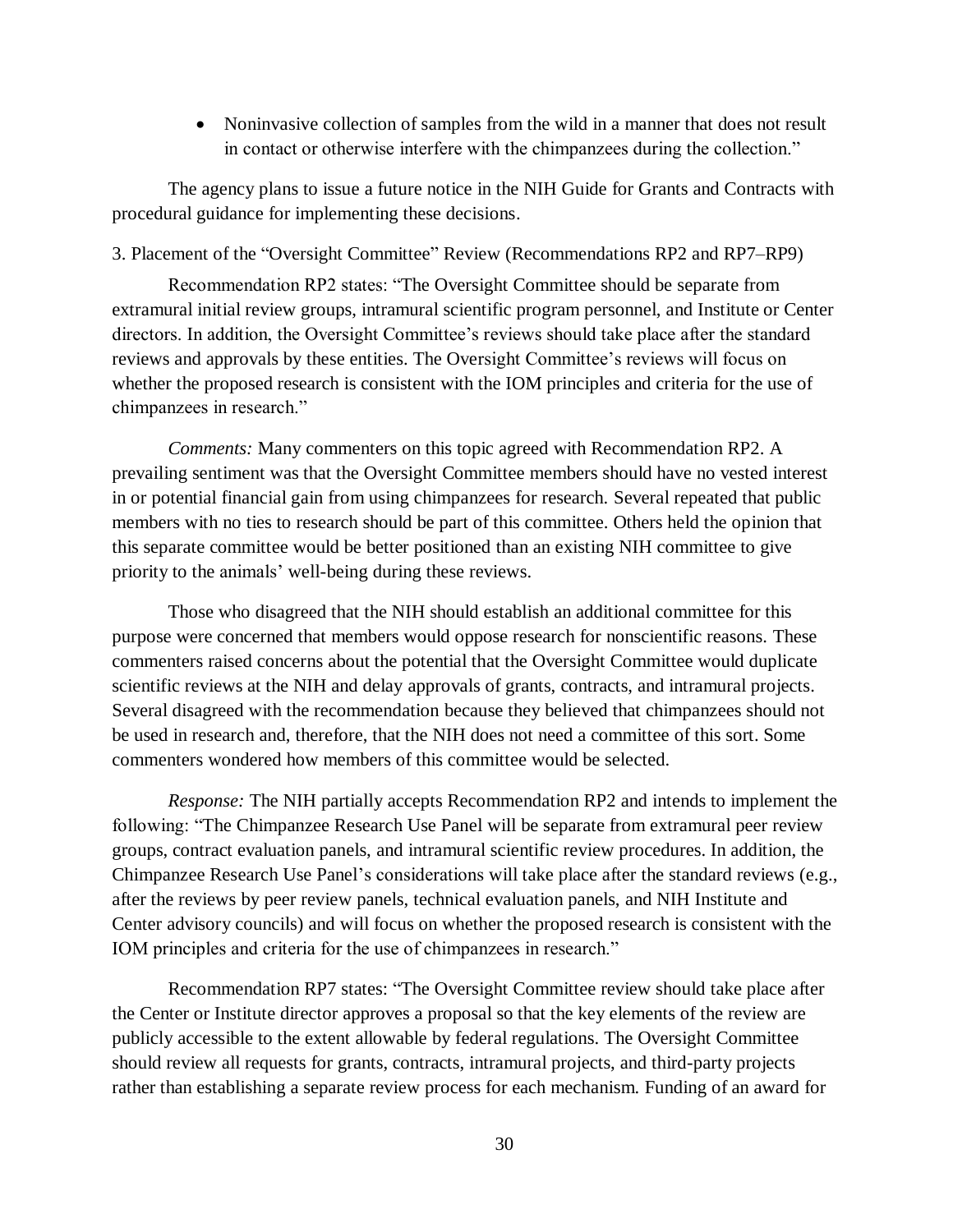- Noninvasive collection of samples from the wild in a manner that does not result in contact or otherwise interfere with the chimpanzees during the collection."

The agency plans to issue a future notice in the NIH Guide for Grants and Contracts with procedural guidance for implementing these decisions.

3. Placement of the "Oversight Committee" Review (Recommendations RP2 and RP7–RP9)

Recommendation RP2 states: "The Oversight Committee should be separate from extramural initial review groups, intramural scientific program personnel, and Institute or Center directors. In addition, the Oversight Committee's reviews should take place after the standard reviews and approvals by these entities. The Oversight Committee's reviews will focus on whether the proposed research is consistent with the IOM principles and criteria for the use of chimpanzees in research."

*Comments:* Many commenters on this topic agreed with Recommendation RP2. A prevailing sentiment was that the Oversight Committee members should have no vested interest in or potential financial gain from using chimpanzees for research. Several repeated that public members with no ties to research should be part of this committee. Others held the opinion that this separate committee would be better positioned than an existing NIH committee to give priority to the animals' well-being during these reviews.

Those who disagreed that the NIH should establish an additional committee for this purpose were concerned that members would oppose research for nonscientific reasons. These commenters raised concerns about the potential that the Oversight Committee would duplicate scientific reviews at the NIH and delay approvals of grants, contracts, and intramural projects. Several disagreed with the recommendation because they believed that chimpanzees should not be used in research and, therefore, that the NIH does not need a committee of this sort. Some commenters wondered how members of this committee would be selected.

*Response:* The NIH partially accepts Recommendation RP2 and intends to implement the following: "The Chimpanzee Research Use Panel will be separate from extramural peer review groups, contract evaluation panels, and intramural scientific review procedures. In addition, the Chimpanzee Research Use Panel's considerations will take place after the standard reviews (e.g., after the reviews by peer review panels, technical evaluation panels, and NIH Institute and Center advisory councils) and will focus on whether the proposed research is consistent with the IOM principles and criteria for the use of chimpanzees in research."

Recommendation RP7 states: "The Oversight Committee review should take place after the Center or Institute director approves a proposal so that the key elements of the review are publicly accessible to the extent allowable by federal regulations. The Oversight Committee should review all requests for grants, contracts, intramural projects, and third-party projects rather than establishing a separate review process for each mechanism. Funding of an award for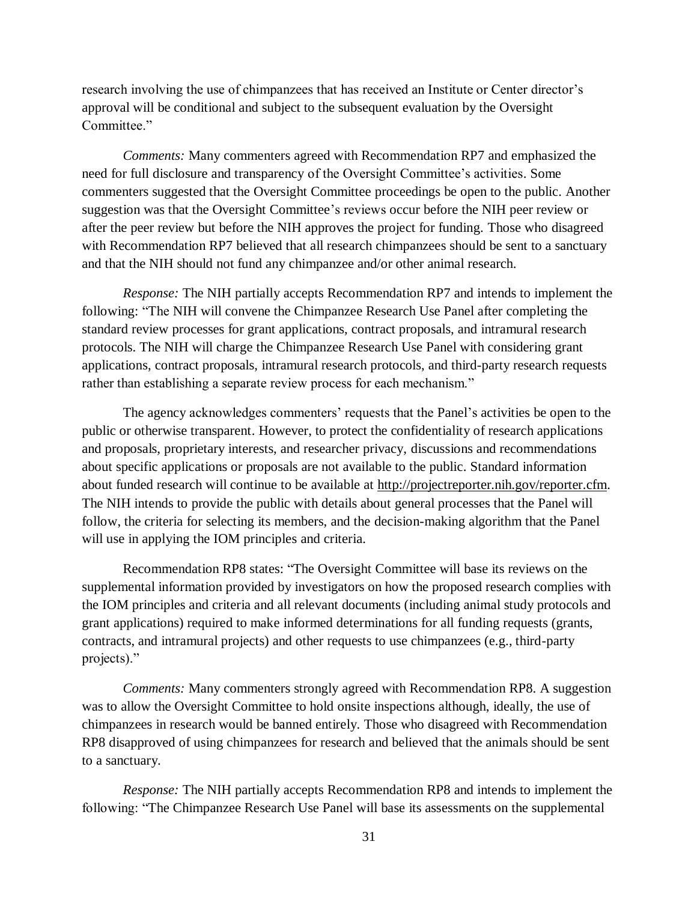research involving the use of chimpanzees that has received an Institute or Center director's approval will be conditional and subject to the subsequent evaluation by the Oversight Committee."

*Comments:* Many commenters agreed with Recommendation RP7 and emphasized the need for full disclosure and transparency of the Oversight Committee's activities. Some commenters suggested that the Oversight Committee proceedings be open to the public. Another suggestion was that the Oversight Committee's reviews occur before the NIH peer review or after the peer review but before the NIH approves the project for funding. Those who disagreed with Recommendation RP7 believed that all research chimpanzees should be sent to a sanctuary and that the NIH should not fund any chimpanzee and/or other animal research.

*Response:* The NIH partially accepts Recommendation RP7 and intends to implement the following: "The NIH will convene the Chimpanzee Research Use Panel after completing the standard review processes for grant applications, contract proposals, and intramural research protocols. The NIH will charge the Chimpanzee Research Use Panel with considering grant applications, contract proposals, intramural research protocols, and third-party research requests rather than establishing a separate review process for each mechanism."

The agency acknowledges commenters' requests that the Panel's activities be open to the public or otherwise transparent. However, to protect the confidentiality of research applications and proposals, proprietary interests, and researcher privacy, discussions and recommendations about specific applications or proposals are not available to the public. Standard information about funded research will continue to be available at http://projectreporter.nih.gov/reporter.cfm. The NIH intends to provide the public with details about general processes that the Panel will follow, the criteria for selecting its members, and the decision-making algorithm that the Panel will use in applying the IOM principles and criteria.

Recommendation RP8 states: "The Oversight Committee will base its reviews on the supplemental information provided by investigators on how the proposed research complies with the IOM principles and criteria and all relevant documents (including animal study protocols and grant applications) required to make informed determinations for all funding requests (grants, contracts, and intramural projects) and other requests to use chimpanzees (e.g., third-party projects)."

*Comments:* Many commenters strongly agreed with Recommendation RP8. A suggestion was to allow the Oversight Committee to hold onsite inspections although, ideally, the use of chimpanzees in research would be banned entirely. Those who disagreed with Recommendation RP8 disapproved of using chimpanzees for research and believed that the animals should be sent to a sanctuary.

*Response:* The NIH partially accepts Recommendation RP8 and intends to implement the following: "The Chimpanzee Research Use Panel will base its assessments on the supplemental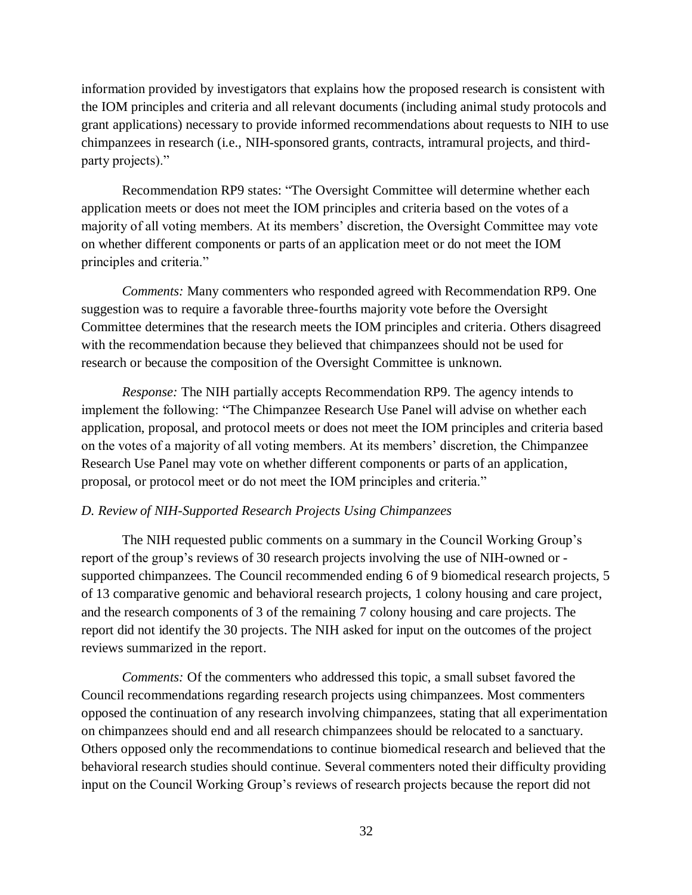information provided by investigators that explains how the proposed research is consistent with the IOM principles and criteria and all relevant documents (including animal study protocols and grant applications) necessary to provide informed recommendations about requests to NIH to use chimpanzees in research (i.e., NIH-sponsored grants, contracts, intramural projects, and third-party projects)."

Recommendation RP9 states: "The Oversight Committee will determine whether each application meets or does not meet the IOM principles and criteria based on the votes of a majority of all voting members. At its members' discretion, the Oversight Committee may vote on whether different components or parts of an application meet or do not meet the IOM principles and criteria."

*Comments:* Many commenters who responded agreed with Recommendation RP9. One suggestion was to require a favorable three-fourths majority vote before the Oversight Committee determines that the research meets the IOM principles and criteria. Others disagreed with the recommendation because they believed that chimpanzees should not be used for research or because the composition of the Oversight Committee is unknown.

*Response:* The NIH partially accepts Recommendation RP9. The agency intends to implement the following: "The Chimpanzee Research Use Panel will advise on whether each application, proposal, and protocol meets or does not meet the IOM principles and criteria based on the votes of a majority of all voting members. At its members' discretion, the Chimpanzee Research Use Panel may vote on whether different components or parts of an application, proposal, or protocol meet or do not meet the IOM principles and criteria."

*D. Review of NIH-Supported Research Projects Using Chimpanzees*

The NIH requested public comments on a summary in the Council Working Group's report of the group's reviews of 30 research projects involving the use of NIH-owned or -supported chimpanzees. The Council recommended ending 6 of 9 biomedical research projects, 5 of 13 comparative genomic and behavioral research projects, 1 colony housing and care project, and the research components of 3 of the remaining 7 colony housing and care projects. The report did not identify the 30 projects. The NIH asked for input on the outcomes of the project reviews summarized in the report.

*Comments:* Of the commenters who addressed this topic, a small subset favored the Council recommendations regarding research projects using chimpanzees. Most commenters opposed the continuation of any research involving chimpanzees, stating that all experimentation on chimpanzees should end and all research chimpanzees should be relocated to a sanctuary. Others opposed only the recommendations to continue biomedical research and believed that the behavioral research studies should continue. Several commenters noted their difficulty providing input on the Council Working Group's reviews of research projects because the report did not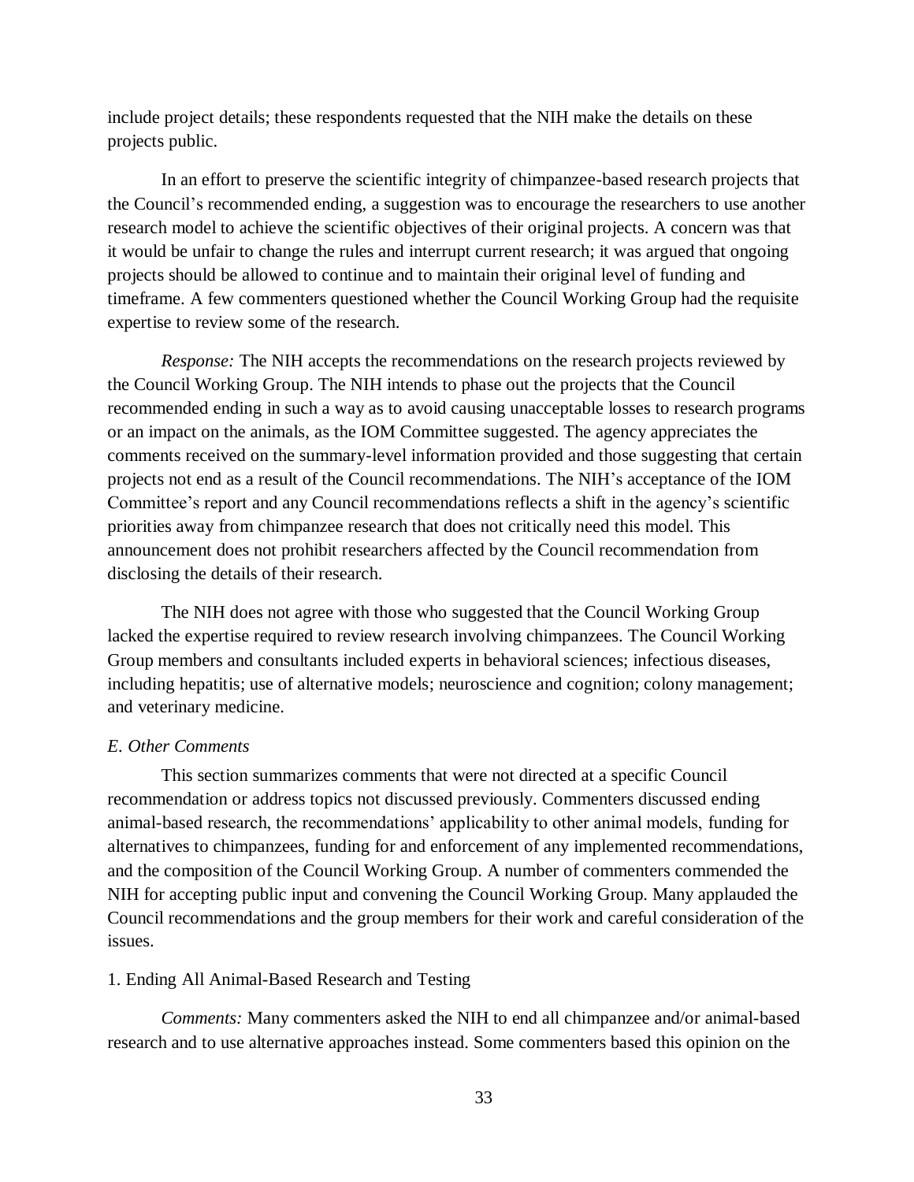include project details; these respondents requested that the NIH make the details on these projects public.

In an effort to preserve the scientific integrity of chimpanzee-based research projects that the Council's recommended ending, a suggestion was to encourage the researchers to use another research model to achieve the scientific objectives of their original projects. A concern was that it would be unfair to change the rules and interrupt current research; it was argued that ongoing projects should be allowed to continue and to maintain their original level of funding and timeframe. A few commenters questioned whether the Council Working Group had the requisite expertise to review some of the research.

*Response:* The NIH accepts the recommendations on the research projects reviewed by the Council Working Group. The NIH intends to phase out the projects that the Council recommended ending in such a way as to avoid causing unacceptable losses to research programs or an impact on the animals, as the IOM Committee suggested. The agency appreciates the comments received on the summary-level information provided and those suggesting that certain projects not end as a result of the Council recommendations. The NIH's acceptance of the IOM Committee's report and any Council recommendations reflects a shift in the agency's scientific priorities away from chimpanzee research that does not critically need this model. This announcement does not prohibit researchers affected by the Council recommendation from disclosing the details of their research.

The NIH does not agree with those who suggested that the Council Working Group lacked the expertise required to review research involving chimpanzees. The Council Working Group members and consultants included experts in behavioral sciences; infectious diseases, including hepatitis; use of alternative models; neuroscience and cognition; colony management; and veterinary medicine.

*E. Other Comments*

This section summarizes comments that were not directed at a specific Council recommendation or address topics not discussed previously. Commenters discussed ending animal-based research, the recommendations' applicability to other animal models, funding for alternatives to chimpanzees, funding for and enforcement of any implemented recommendations, and the composition of the Council Working Group. A number of commenters commended the NIH for accepting public input and convening the Council Working Group. Many applauded the Council recommendations and the group members for their work and careful consideration of the issues.

1. Ending All Animal-Based Research and Testing

*Comments:* Many commenters asked the NIH to end all chimpanzee and/or animal-based research and to use alternative approaches instead. Some commenters based this opinion on the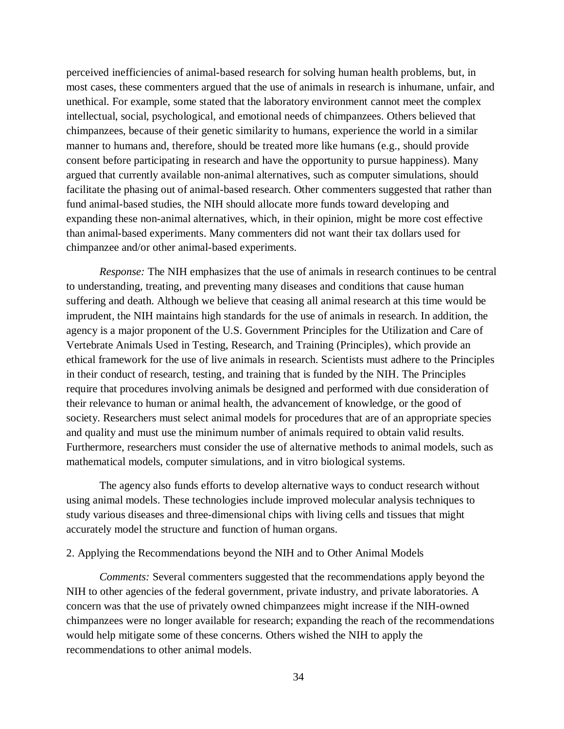perceived inefficiencies of animal-based research for solving human health problems, but, in most cases, these commenters argued that the use of animals in research is inhumane, unfair, and unethical. For example, some stated that the laboratory environment cannot meet the complex intellectual, social, psychological, and emotional needs of chimpanzees. Others believed that chimpanzees, because of their genetic similarity to humans, experience the world in a similar manner to humans and, therefore, should be treated more like humans (e.g., should provide consent before participating in research and have the opportunity to pursue happiness). Many argued that currently available non-animal alternatives, such as computer simulations, should facilitate the phasing out of animal-based research. Other commenters suggested that rather than fund animal-based studies, the NIH should allocate more funds toward developing and expanding these non-animal alternatives, which, in their opinion, might be more cost effective than animal-based experiments. Many commenters did not want their tax dollars used for chimpanzee and/or other animal-based experiments.

*Response:* The NIH emphasizes that the use of animals in research continues to be central to understanding, treating, and preventing many diseases and conditions that cause human suffering and death. Although we believe that ceasing all animal research at this time would be imprudent, the NIH maintains high standards for the use of animals in research. In addition, the agency is a major proponent of the U.S. Government Principles for the Utilization and Care of Vertebrate Animals Used in Testing, Research, and Training (Principles), which provide an ethical framework for the use of live animals in research. Scientists must adhere to the Principles in their conduct of research, testing, and training that is funded by the NIH. The Principles require that procedures involving animals be designed and performed with due consideration of their relevance to human or animal health, the advancement of knowledge, or the good of society. Researchers must select animal models for procedures that are of an appropriate species and quality and must use the minimum number of animals required to obtain valid results. Furthermore, researchers must consider the use of alternative methods to animal models, such as mathematical models, computer simulations, and in vitro biological systems.

The agency also funds efforts to develop alternative ways to conduct research without using animal models. These technologies include improved molecular analysis techniques to study various diseases and three-dimensional chips with living cells and tissues that might accurately model the structure and function of human organs.

2. Applying the Recommendations beyond the NIH and to Other Animal Models

*Comments:* Several commenters suggested that the recommendations apply beyond the NIH to other agencies of the federal government, private industry, and private laboratories. A concern was that the use of privately owned chimpanzees might increase if the NIH-owned chimpanzees were no longer available for research; expanding the reach of the recommendations would help mitigate some of these concerns. Others wished the NIH to apply the recommendations to other animal models.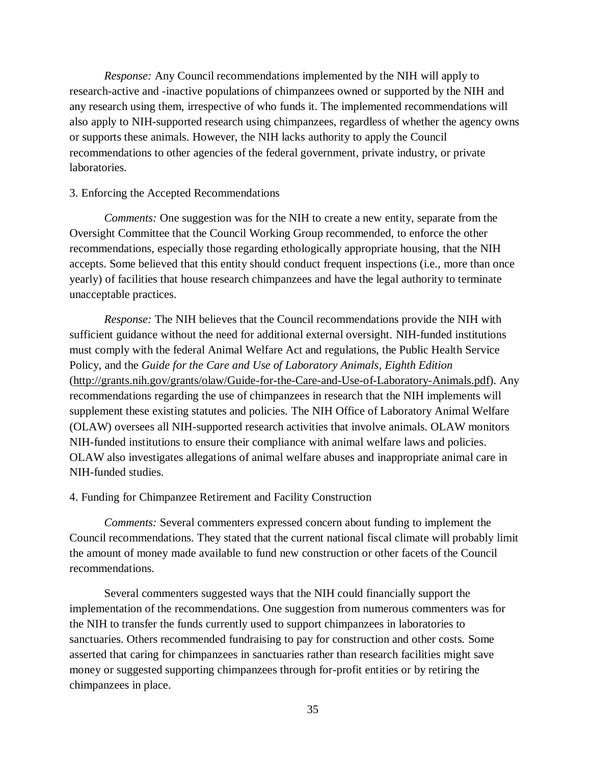*Response:* Any Council recommendations implemented by the NIH will apply to research-active and -inactive populations of chimpanzees owned or supported by the NIH and any research using them, irrespective of who funds it. The implemented recommendations will also apply to NIH-supported research using chimpanzees, regardless of whether the agency owns or supports these animals. However, the NIH lacks authority to apply the Council recommendations to other agencies of the federal government, private industry, or private laboratories.

3. Enforcing the Accepted Recommendations

*Comments:* One suggestion was for the NIH to create a new entity, separate from the Oversight Committee that the Council Working Group recommended, to enforce the other recommendations, especially those regarding ethologically appropriate housing, that the NIH accepts. Some believed that this entity should conduct frequent inspections (i.e., more than once yearly) of facilities that house research chimpanzees and have the legal authority to terminate unacceptable practices.

*Response:* The NIH believes that the Council recommendations provide the NIH with sufficient guidance without the need for additional external oversight. NIH-funded institutions must comply with the federal Animal Welfare Act and regulations, the Public Health Service Policy, and the *Guide for the Care and Use of Laboratory Animals, Eighth Edition* (http://grants.nih.gov/grants/olaw/Guide-for-the-Care-and-Use-of-Laboratory-Animals.pdf). Any recommendations regarding the use of chimpanzees in research that the NIH implements will supplement these existing statutes and policies. The NIH Office of Laboratory Animal Welfare (OLAW) oversees all NIH-supported research activities that involve animals. OLAW monitors NIH-funded institutions to ensure their compliance with animal welfare laws and policies. OLAW also investigates allegations of animal welfare abuses and inappropriate animal care in NIH-funded studies.

4. Funding for Chimpanzee Retirement and Facility Construction

*Comments:* Several commenters expressed concern about funding to implement the Council recommendations. They stated that the current national fiscal climate will probably limit the amount of money made available to fund new construction or other facets of the Council recommendations.

Several commenters suggested ways that the NIH could financially support the implementation of the recommendations. One suggestion from numerous commenters was for the NIH to transfer the funds currently used to support chimpanzees in laboratories to sanctuaries. Others recommended fundraising to pay for construction and other costs. Some asserted that caring for chimpanzees in sanctuaries rather than research facilities might save money or suggested supporting chimpanzees through for-profit entities or by retiring the chimpanzees in place.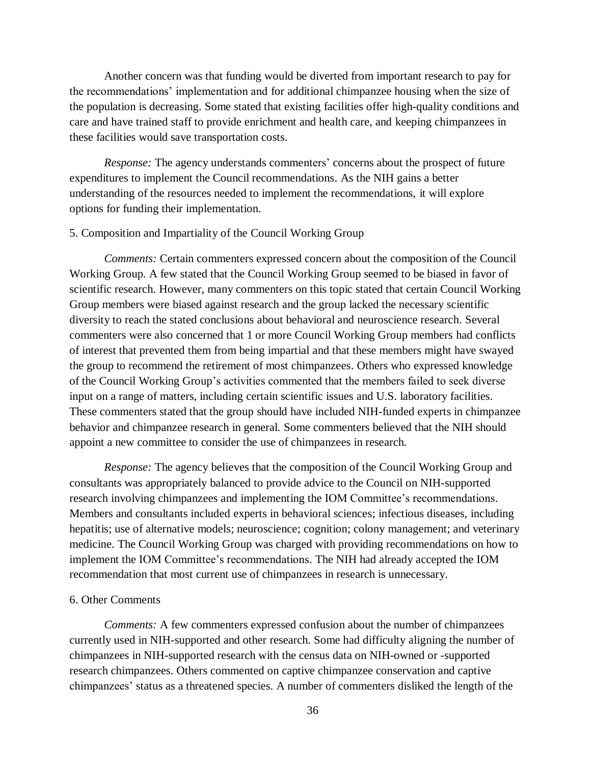Another concern was that funding would be diverted from important research to pay for the recommendations' implementation and for additional chimpanzee housing when the size of the population is decreasing. Some stated that existing facilities offer high-quality conditions and care and have trained staff to provide enrichment and health care, and keeping chimpanzees in these facilities would save transportation costs.

*Response:* The agency understands commenters' concerns about the prospect of future expenditures to implement the Council recommendations. As the NIH gains a better understanding of the resources needed to implement the recommendations, it will explore options for funding their implementation.

5. Composition and Impartiality of the Council Working Group

*Comments:* Certain commenters expressed concern about the composition of the Council Working Group. A few stated that the Council Working Group seemed to be biased in favor of scientific research. However, many commenters on this topic stated that certain Council Working Group members were biased against research and the group lacked the necessary scientific diversity to reach the stated conclusions about behavioral and neuroscience research. Several commenters were also concerned that 1 or more Council Working Group members had conflicts of interest that prevented them from being impartial and that these members might have swayed the group to recommend the retirement of most chimpanzees. Others who expressed knowledge of the Council Working Group's activities commented that the members failed to seek diverse input on a range of matters, including certain scientific issues and U.S. laboratory facilities. These commenters stated that the group should have included NIH-funded experts in chimpanzee behavior and chimpanzee research in general. Some commenters believed that the NIH should appoint a new committee to consider the use of chimpanzees in research.

*Response:* The agency believes that the composition of the Council Working Group and consultants was appropriately balanced to provide advice to the Council on NIH-supported research involving chimpanzees and implementing the IOM Committee's recommendations. Members and consultants included experts in behavioral sciences; infectious diseases, including hepatitis; use of alternative models; neuroscience; cognition; colony management; and veterinary medicine. The Council Working Group was charged with providing recommendations on how to implement the IOM Committee's recommendations. The NIH had already accepted the IOM recommendation that most current use of chimpanzees in research is unnecessary.

6. Other Comments

*Comments:* A few commenters expressed confusion about the number of chimpanzees currently used in NIH-supported and other research. Some had difficulty aligning the number of chimpanzees in NIH-supported research with the census data on NIH-owned or -supported research chimpanzees. Others commented on captive chimpanzee conservation and captive chimpanzees' status as a threatened species. A number of commenters disliked the length of the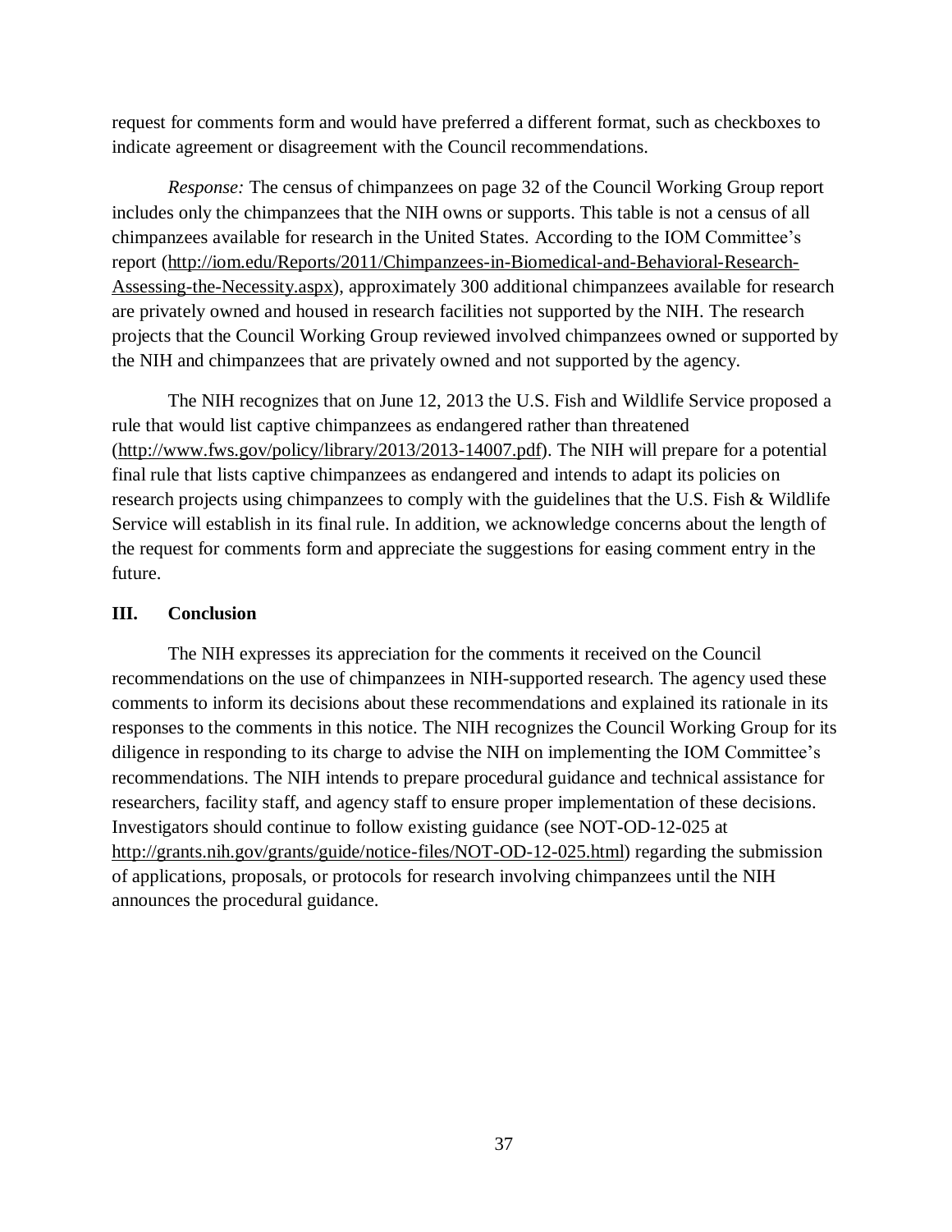request for comments form and would have preferred a different format, such as checkboxes to indicate agreement or disagreement with the Council recommendations.

*Response:* The census of chimpanzees on page 32 of the Council Working Group report includes only the chimpanzees that the NIH owns or supports. This table is not a census of all chimpanzees available for research in the United States. According to the IOM Committee's report (http://iom.edu/Reports/2011/Chimpanzees-in-Biomedical-and-Behavioral-Research-Assessing-the-Necessity.aspx), approximately 300 additional chimpanzees available for research are privately owned and housed in research facilities not supported by the NIH. The research projects that the Council Working Group reviewed involved chimpanzees owned or supported by the NIH and chimpanzees that are privately owned and not supported by the agency.

The NIH recognizes that on June 12, 2013 the U.S. Fish and Wildlife Service proposed a rule that would list captive chimpanzees as endangered rather than threatened (http://www.fws.gov/policy/library/2013/2013-14007.pdf). The NIH will prepare for a potential final rule that lists captive chimpanzees as endangered and intends to adapt its policies on research projects using chimpanzees to comply with the guidelines that the U.S. Fish & Wildlife Service will establish in its final rule. In addition, we acknowledge concerns about the length of the request for comments form and appreciate the suggestions for easing comment entry in the future.

## III. Conclusion

The NIH expresses its appreciation for the comments it received on the Council recommendations on the use of chimpanzees in NIH-supported research. The agency used these comments to inform its decisions about these recommendations and explained its rationale in its responses to the comments in this notice. The NIH recognizes the Council Working Group for its diligence in responding to its charge to advise the NIH on implementing the IOM Committee's recommendations. The NIH intends to prepare procedural guidance and technical assistance for researchers, facility staff, and agency staff to ensure proper implementation of these decisions. Investigators should continue to follow existing guidance (see NOT-OD-12-025 at http://grants.nih.gov/grants/guide/notice-files/NOT-OD-12-025.html) regarding the submission of applications, proposals, or protocols for research involving chimpanzees until the NIH announces the procedural guidance.